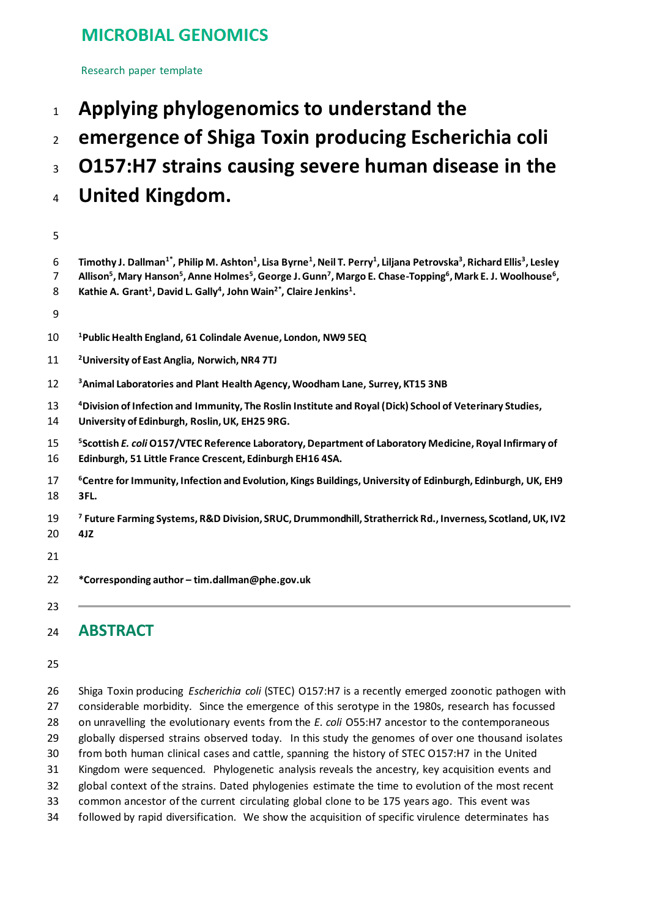MICROBIAL GENOMICS

Research paper template

# Applying phylogenomics to understand the emergence of Shiga Toxin producing Escherichia coli O157:H7 strains causing severe human disease in the United Kingdom.

**Timothy J. Dallman[1*], Philip M. Ashton[1], Lisa Byrne[1], Neil T. Perry[1], Liljana Petrovska[3], Richard Ellis[3], Lesley Allison[5], Mary Hanson[5], Anne Holmes[5], George J. Gunn[7], Margo E. Chase-Topping[6], Mark E. J. Woolhouse[6], Kathie A. Grant[1], David L. Gally[4], John Wain[2*], Claire Jenkins[1].**

**[1]Public Health England, 61 Colindale Avenue, London, NW9 5EQ**

**[2]University of East Anglia, Norwich, NR4 7TJ**

**[3]Animal Laboratories and Plant Health Agency, Woodham Lane, Surrey, KT15 3NB**

**[4]Division of Infection and Immunity, The Roslin Institute and Royal (Dick) School of Veterinary Studies, University of Edinburgh, Roslin, UK, EH25 9RG.**

**[5]Scottish *E. coli* O157/VTEC Reference Laboratory, Department of Laboratory Medicine, Royal Infirmary of Edinburgh, 51 Little France Crescent, Edinburgh EH16 4SA.**

**[6]Centre for Immunity, Infection and Evolution, Kings Buildings, University of Edinburgh, Edinburgh, UK, EH9 3FL.**

**[7] Future Farming Systems, R&D Division, SRUC, Drummondhill, Stratherrick Rd., Inverness, Scotland, UK, IV2 4JZ**

**\*Corresponding author – tim.dallman@phe.gov.uk**

## ABSTRACT

Shiga Toxin producing *Escherichia coli* (STEC) O157:H7 is a recently emerged zoonotic pathogen with considerable morbidity. Since the emergence of this serotype in the 1980s, research has focussed on unravelling the evolutionary events from the *E. coli* O55:H7 ancestor to the contemporaneous globally dispersed strains observed today. In this study the genomes of over one thousand isolates from both human clinical cases and cattle, spanning the history of STEC O157:H7 in the United Kingdom were sequenced. Phylogenetic analysis reveals the ancestry, key acquisition events and global context of the strains. Dated phylogenies estimate the time to evolution of the most recent common ancestor of the current circulating global clone to be 175 years ago. This event was followed by rapid diversification. We show the acquisition of specific virulence determinates has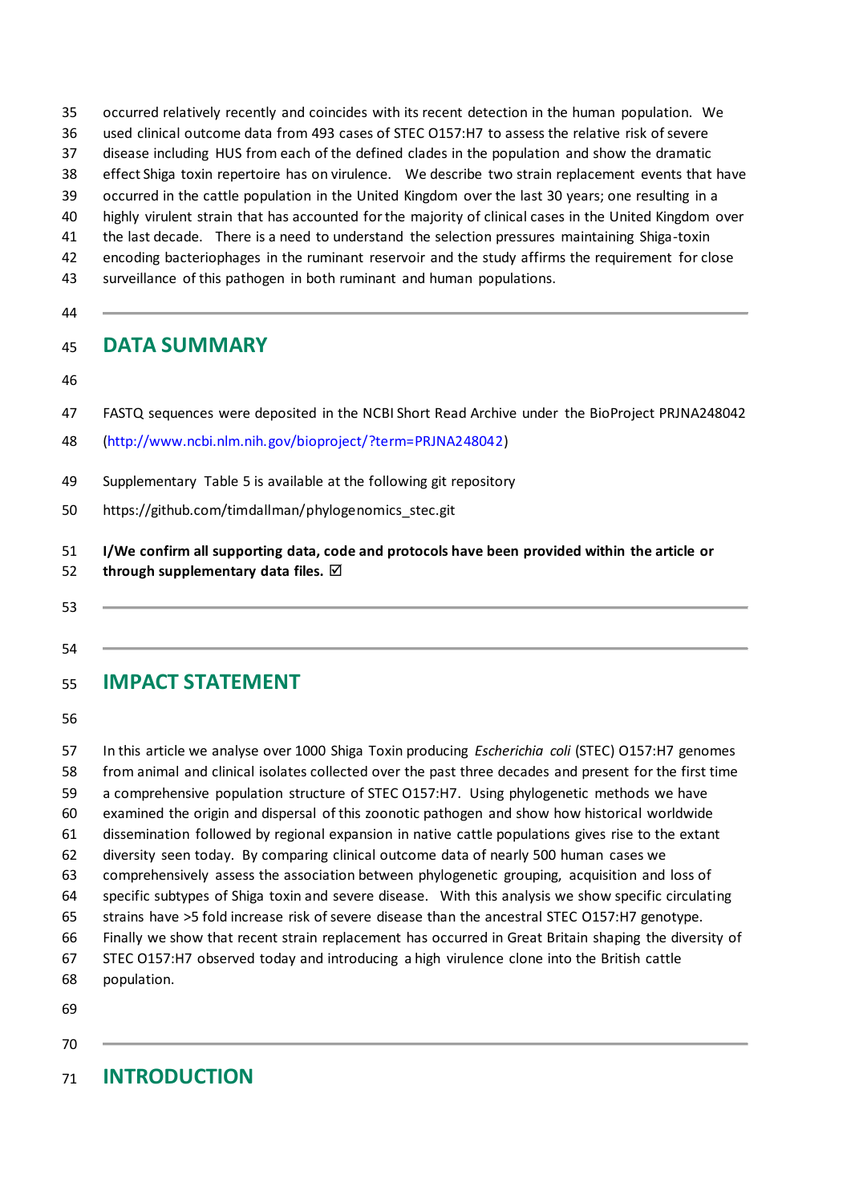occurred relatively recently and coincides with its recent detection in the human population. We used clinical outcome data from 493 cases of STEC O157:H7 to assess the relative risk of severe disease including HUS from each of the defined clades in the population and show the dramatic effect Shiga toxin repertoire has on virulence. We describe two strain replacement events that have occurred in the cattle population in the United Kingdom over the last 30 years; one resulting in a highly virulent strain that has accounted for the majority of clinical cases in the United Kingdom over the last decade. There is a need to understand the selection pressures maintaining Shiga-toxin encoding bacteriophages in the ruminant reservoir and the study affirms the requirement for close surveillance of this pathogen in both ruminant and human populations.

## DATA SUMMARY

FASTQ sequences were deposited in the NCBI Short Read Archive under the BioProject PRJNA248042 (http://www.ncbi.nlm.nih.gov/bioproject/?term=PRJNA248042)

Supplementary Table 5 is available at the following git repository

https://github.com/timdallman/phylogenomics_stec.git

**I/We confirm all supporting data, code and protocols have been provided within the article or through supplementary data files. ☑**

## IMPACT STATEMENT

In this article we analyse over 1000 Shiga Toxin producing *Escherichia coli* (STEC) O157:H7 genomes from animal and clinical isolates collected over the past three decades and present for the first time a comprehensive population structure of STEC O157:H7. Using phylogenetic methods we have examined the origin and dispersal of this zoonotic pathogen and show how historical worldwide dissemination followed by regional expansion in native cattle populations gives rise to the extant diversity seen today. By comparing clinical outcome data of nearly 500 human cases we comprehensively assess the association between phylogenetic grouping, acquisition and loss of specific subtypes of Shiga toxin and severe disease. With this analysis we show specific circulating strains have >5 fold increase risk of severe disease than the ancestral STEC O157:H7 genotype. Finally we show that recent strain replacement has occurred in Great Britain shaping the diversity of STEC O157:H7 observed today and introducing a high virulence clone into the British cattle population.

## INTRODUCTION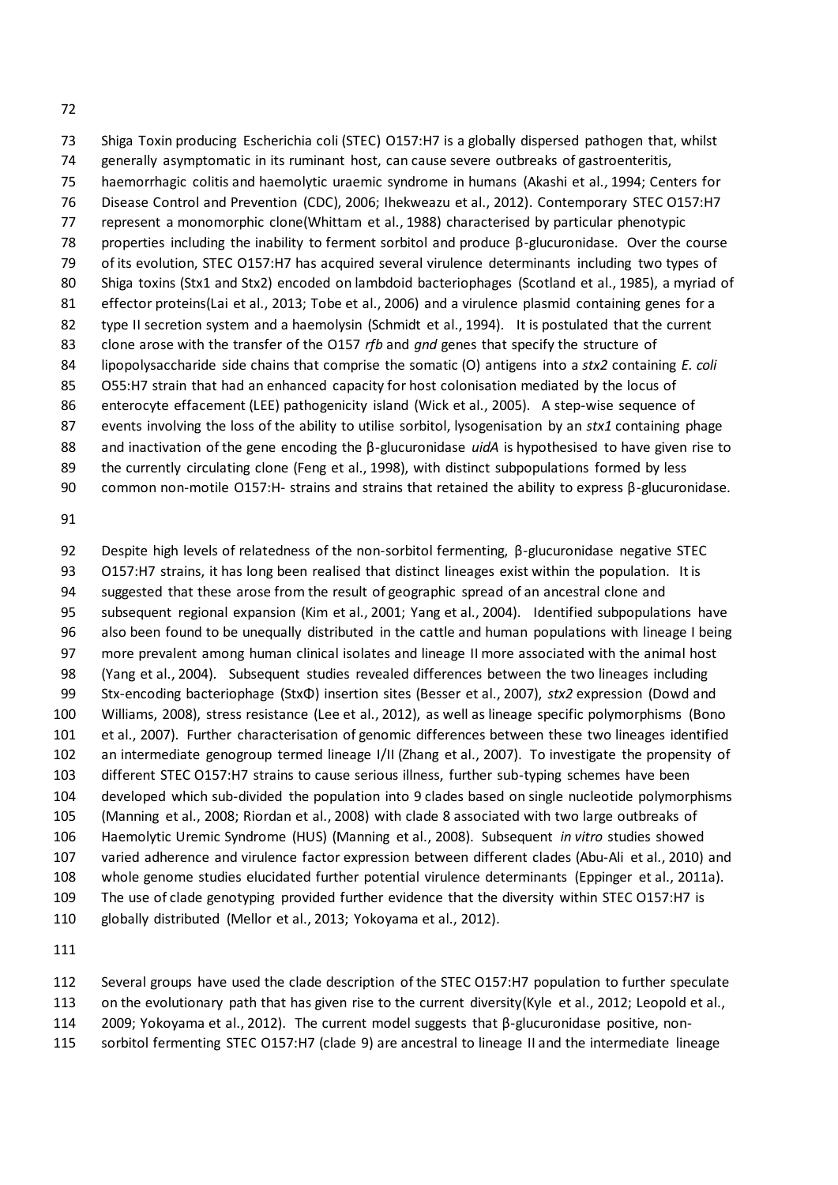Shiga Toxin producing Escherichia coli (STEC) O157:H7 is a globally dispersed pathogen that, whilst generally asymptomatic in its ruminant host, can cause severe outbreaks of gastroenteritis, haemorrhagic colitis and haemolytic uraemic syndrome in humans (Akashi et al., 1994; Centers for Disease Control and Prevention (CDC), 2006; Ihekweazu et al., 2012). Contemporary STEC O157:H7 represent a monomorphic clone(Whittam et al., 1988) characterised by particular phenotypic properties including the inability to ferment sorbitol and produce β-glucuronidase. Over the course of its evolution, STEC O157:H7 has acquired several virulence determinants including two types of Shiga toxins (Stx1 and Stx2) encoded on lambdoid bacteriophages (Scotland et al., 1985), a myriad of effector proteins(Lai et al., 2013; Tobe et al., 2006) and a virulence plasmid containing genes for a type II secretion system and a haemolysin (Schmidt et al., 1994). It is postulated that the current clone arose with the transfer of the O157 *rfb* and *gnd* genes that specify the structure of lipopolysaccharide side chains that comprise the somatic (O) antigens into a *stx2* containing *E. coli* O55:H7 strain that had an enhanced capacity for host colonisation mediated by the locus of enterocyte effacement (LEE) pathogenicity island (Wick et al., 2005). A step-wise sequence of events involving the loss of the ability to utilise sorbitol, lysogenisation by an *stx1* containing phage and inactivation of the gene encoding the β-glucuronidase *uidA* is hypothesised to have given rise to the currently circulating clone (Feng et al., 1998), with distinct subpopulations formed by less common non-motile O157:H- strains and strains that retained the ability to express β-glucuronidase.

Despite high levels of relatedness of the non-sorbitol fermenting, β-glucuronidase negative STEC O157:H7 strains, it has long been realised that distinct lineages exist within the population. It is suggested that these arose from the result of geographic spread of an ancestral clone and subsequent regional expansion (Kim et al., 2001; Yang et al., 2004). Identified subpopulations have also been found to be unequally distributed in the cattle and human populations with lineage I being more prevalent among human clinical isolates and lineage II more associated with the animal host (Yang et al., 2004). Subsequent studies revealed differences between the two lineages including Stx-encoding bacteriophage (StxΦ) insertion sites (Besser et al., 2007), *stx2* expression (Dowd and Williams, 2008), stress resistance (Lee et al., 2012), as well as lineage specific polymorphisms (Bono et al., 2007). Further characterisation of genomic differences between these two lineages identified an intermediate genogroup termed lineage I/II (Zhang et al., 2007). To investigate the propensity of different STEC O157:H7 strains to cause serious illness, further sub-typing schemes have been developed which sub-divided the population into 9 clades based on single nucleotide polymorphisms (Manning et al., 2008; Riordan et al., 2008) with clade 8 associated with two large outbreaks of Haemolytic Uremic Syndrome (HUS) (Manning et al., 2008). Subsequent *in vitro* studies showed varied adherence and virulence factor expression between different clades (Abu-Ali et al., 2010) and whole genome studies elucidated further potential virulence determinants (Eppinger et al., 2011a). The use of clade genotyping provided further evidence that the diversity within STEC O157:H7 is globally distributed (Mellor et al., 2013; Yokoyama et al., 2012).

Several groups have used the clade description of the STEC O157:H7 population to further speculate on the evolutionary path that has given rise to the current diversity(Kyle et al., 2012; Leopold et al., 2009; Yokoyama et al., 2012). The current model suggests that β-glucuronidase positive, non-sorbitol fermenting STEC O157:H7 (clade 9) are ancestral to lineage II and the intermediate lineage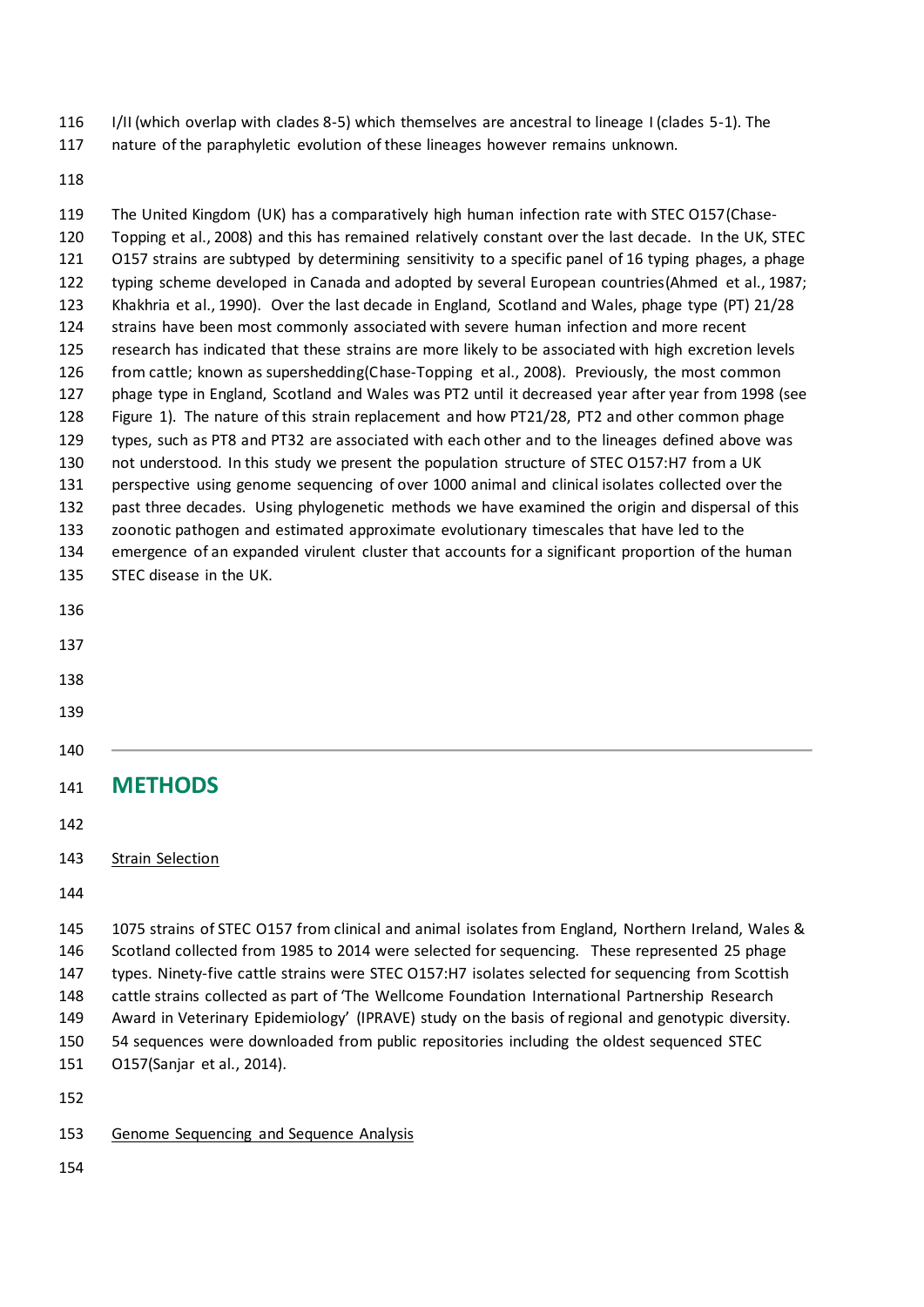I/II (which overlap with clades 8-5) which themselves are ancestral to lineage I (clades 5-1). The nature of the paraphyletic evolution of these lineages however remains unknown.

The United Kingdom (UK) has a comparatively high human infection rate with STEC O157(Chase-Topping et al., 2008) and this has remained relatively constant over the last decade. In the UK, STEC O157 strains are subtyped by determining sensitivity to a specific panel of 16 typing phages, a phage typing scheme developed in Canada and adopted by several European countries(Ahmed et al., 1987; Khakhria et al., 1990). Over the last decade in England, Scotland and Wales, phage type (PT) 21/28 strains have been most commonly associated with severe human infection and more recent research has indicated that these strains are more likely to be associated with high excretion levels from cattle; known as supershedding(Chase-Topping et al., 2008). Previously, the most common phage type in England, Scotland and Wales was PT2 until it decreased year after year from 1998 (see Figure 1). The nature of this strain replacement and how PT21/28, PT2 and other common phage types, such as PT8 and PT32 are associated with each other and to the lineages defined above was not understood. In this study we present the population structure of STEC O157:H7 from a UK perspective using genome sequencing of over 1000 animal and clinical isolates collected over the past three decades. Using phylogenetic methods we have examined the origin and dispersal of this zoonotic pathogen and estimated approximate evolutionary timescales that have led to the emergence of an expanded virulent cluster that accounts for a significant proportion of the human STEC disease in the UK.

# METHODS

## Strain Selection

1075 strains of STEC O157 from clinical and animal isolates from England, Northern Ireland, Wales & Scotland collected from 1985 to 2014 were selected for sequencing. These represented 25 phage types. Ninety-five cattle strains were STEC O157:H7 isolates selected for sequencing from Scottish cattle strains collected as part of 'The Wellcome Foundation International Partnership Research Award in Veterinary Epidemiology' (IPRAVE) study on the basis of regional and genotypic diversity. 54 sequences were downloaded from public repositories including the oldest sequenced STEC O157(Sanjar et al., 2014).

## Genome Sequencing and Sequence Analysis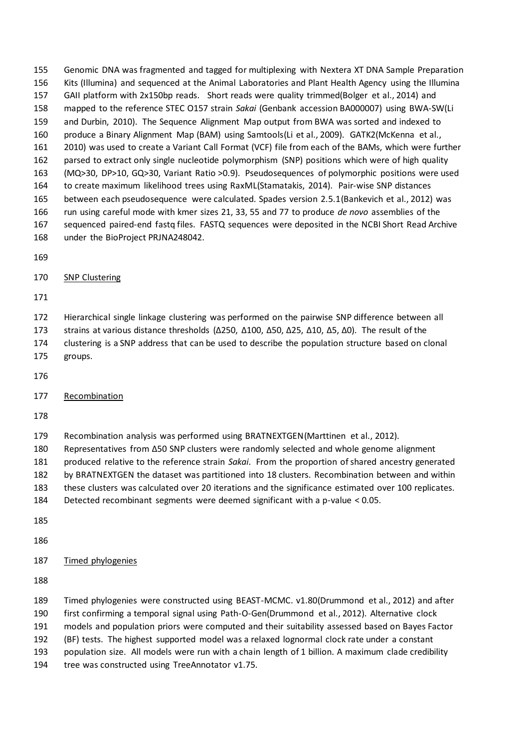Genomic DNA was fragmented and tagged for multiplexing with Nextera XT DNA Sample Preparation Kits (Illumina) and sequenced at the Animal Laboratories and Plant Health Agency using the Illumina GAII platform with 2x150bp reads. Short reads were quality trimmed(Bolger et al., 2014) and mapped to the reference STEC O157 strain *Sakai* (Genbank accession BA000007) using BWA-SW(Li and Durbin, 2010). The Sequence Alignment Map output from BWA was sorted and indexed to produce a Binary Alignment Map (BAM) using Samtools(Li et al., 2009). GATK2(McKenna et al., 2010) was used to create a Variant Call Format (VCF) file from each of the BAMs, which were further parsed to extract only single nucleotide polymorphism (SNP) positions which were of high quality (MQ>30, DP>10, GQ>30, Variant Ratio >0.9). Pseudosequences of polymorphic positions were used to create maximum likelihood trees using RaxML(Stamatakis, 2014). Pair-wise SNP distances between each pseudosequence were calculated. Spades version 2.5.1(Bankevich et al., 2012) was run using careful mode with kmer sizes 21, 33, 55 and 77 to produce *de novo* assemblies of the sequenced paired-end fastq files. FASTQ sequences were deposited in the NCBI Short Read Archive under the BioProject PRJNA248042.

## SNP Clustering

Hierarchical single linkage clustering was performed on the pairwise SNP difference between all strains at various distance thresholds (Δ250, Δ100, Δ50, Δ25, Δ10, Δ5, Δ0). The result of the clustering is a SNP address that can be used to describe the population structure based on clonal groups.

## Recombination

Recombination analysis was performed using BRATNEXTGEN(Marttinen et al., 2012). Representatives from Δ50 SNP clusters were randomly selected and whole genome alignment produced relative to the reference strain *Sakai*. From the proportion of shared ancestry generated by BRATNEXTGEN the dataset was partitioned into 18 clusters. Recombination between and within these clusters was calculated over 20 iterations and the significance estimated over 100 replicates. Detected recombinant segments were deemed significant with a p-value < 0.05.

## Timed phylogenies

Timed phylogenies were constructed using BEAST-MCMC. v1.80(Drummond et al., 2012) and after first confirming a temporal signal using Path-O-Gen(Drummond et al., 2012). Alternative clock models and population priors were computed and their suitability assessed based on Bayes Factor (BF) tests. The highest supported model was a relaxed lognormal clock rate under a constant population size. All models were run with a chain length of 1 billion. A maximum clade credibility tree was constructed using TreeAnnotator v1.75.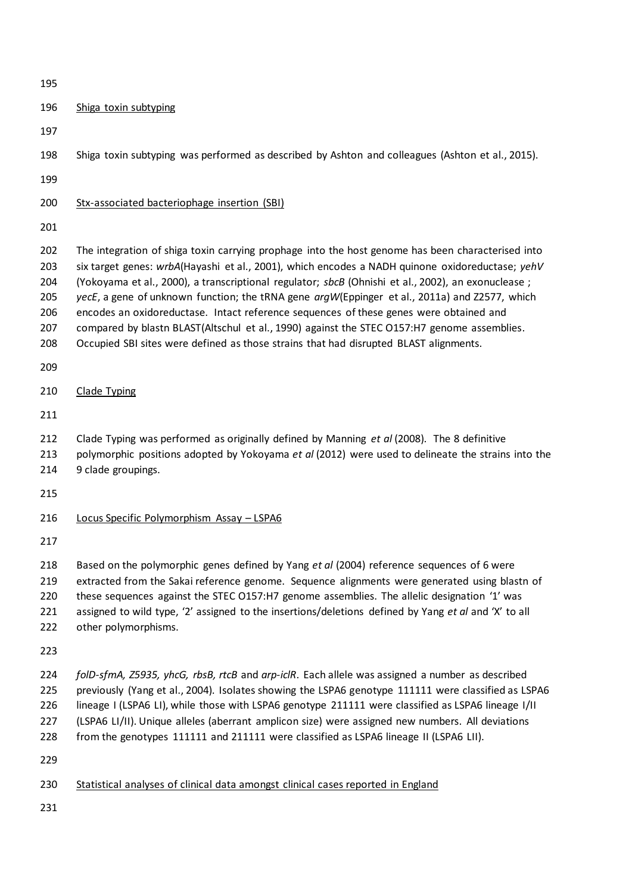Shiga toxin subtyping

Shiga toxin subtyping was performed as described by Ashton and colleagues (Ashton et al., 2015).

Stx-associated bacteriophage insertion (SBI)

The integration of shiga toxin carrying prophage into the host genome has been characterised into six target genes: *wrbA*(Hayashi et al., 2001), which encodes a NADH quinone oxidoreductase; *yehV* (Yokoyama et al., 2000), a transcriptional regulator; *sbcB* (Ohnishi et al., 2002), an exonuclease ; *yecE*, a gene of unknown function; the tRNA gene *argW*(Eppinger et al., 2011a) and Z2577, which encodes an oxidoreductase. Intact reference sequences of these genes were obtained and compared by blastn BLAST(Altschul et al., 1990) against the STEC O157:H7 genome assemblies. Occupied SBI sites were defined as those strains that had disrupted BLAST alignments.

Clade Typing

Clade Typing was performed as originally defined by Manning *et al* (2008). The 8 definitive polymorphic positions adopted by Yokoyama *et al* (2012) were used to delineate the strains into the 9 clade groupings.

Locus Specific Polymorphism Assay – LSPA6

Based on the polymorphic genes defined by Yang *et al* (2004) reference sequences of 6 were extracted from the Sakai reference genome. Sequence alignments were generated using blastn of these sequences against the STEC O157:H7 genome assemblies. The allelic designation '1' was assigned to wild type, '2' assigned to the insertions/deletions defined by Yang *et al* and 'X' to all other polymorphisms.

*folD-sfmA, Z5935, yhcG, rbsB, rtcB* and *arp-iclR*. Each allele was assigned a number as described previously (Yang et al., 2004). Isolates showing the LSPA6 genotype 111111 were classified as LSPA6 lineage I (LSPA6 LI), while those with LSPA6 genotype 211111 were classified as LSPA6 lineage I/II (LSPA6 LI/II). Unique alleles (aberrant amplicon size) were assigned new numbers. All deviations from the genotypes 111111 and 211111 were classified as LSPA6 lineage II (LSPA6 LII).

Statistical analyses of clinical data amongst clinical cases reported in England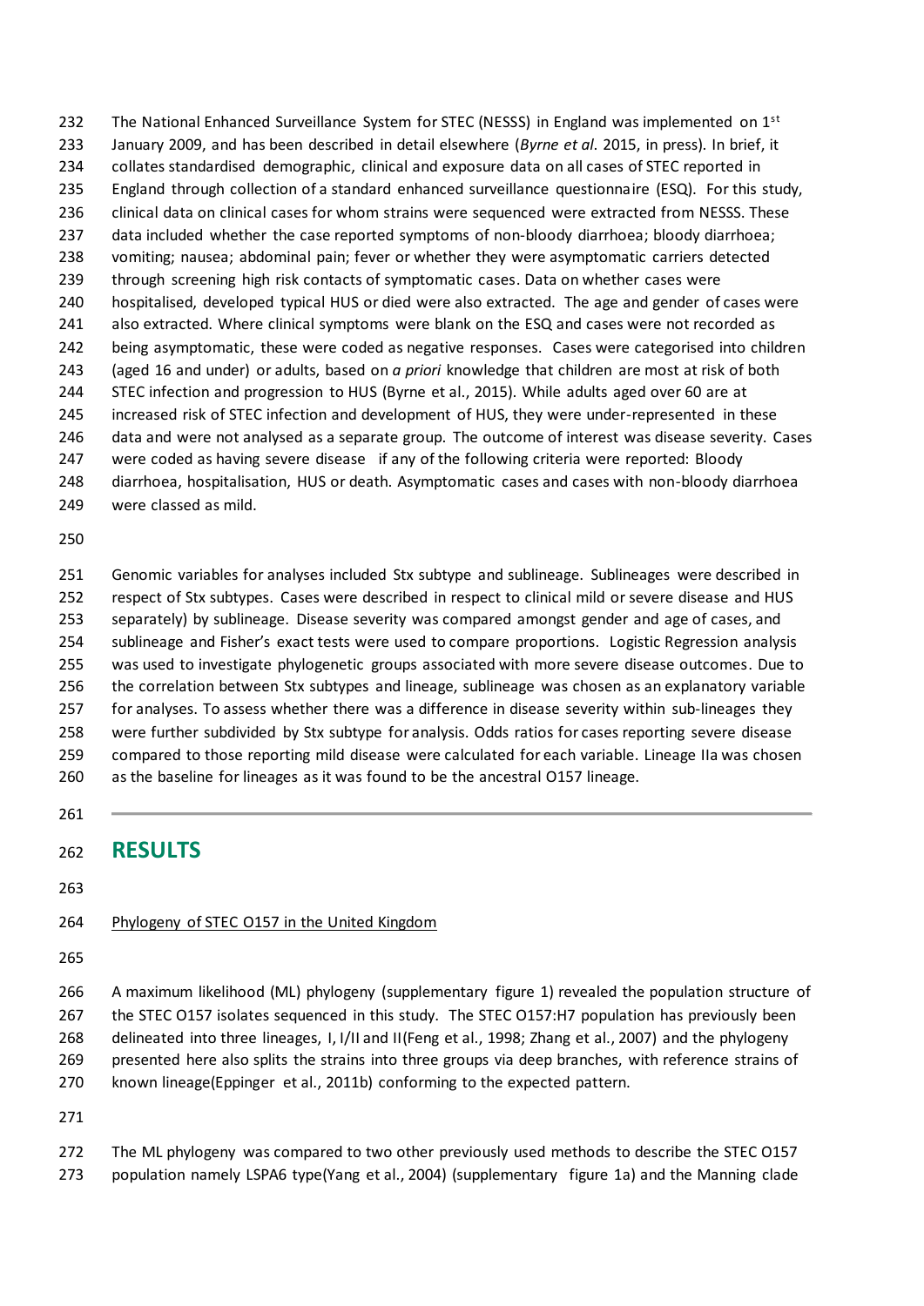The National Enhanced Surveillance System for STEC (NESSS) in England was implemented on 1st January 2009, and has been described in detail elsewhere (*Byrne et al*. 2015, in press). In brief, it collates standardised demographic, clinical and exposure data on all cases of STEC reported in England through collection of a standard enhanced surveillance questionnaire (ESQ). For this study, clinical data on clinical cases for whom strains were sequenced were extracted from NESSS. These data included whether the case reported symptoms of non-bloody diarrhoea; bloody diarrhoea; vomiting; nausea; abdominal pain; fever or whether they were asymptomatic carriers detected through screening high risk contacts of symptomatic cases. Data on whether cases were hospitalised, developed typical HUS or died were also extracted. The age and gender of cases were also extracted. Where clinical symptoms were blank on the ESQ and cases were not recorded as being asymptomatic, these were coded as negative responses. Cases were categorised into children (aged 16 and under) or adults, based on *a priori* knowledge that children are most at risk of both STEC infection and progression to HUS (Byrne et al., 2015). While adults aged over 60 are at increased risk of STEC infection and development of HUS, they were under-represented in these data and were not analysed as a separate group. The outcome of interest was disease severity. Cases were coded as having severe disease if any of the following criteria were reported: Bloody diarrhoea, hospitalisation, HUS or death. Asymptomatic cases and cases with non-bloody diarrhoea were classed as mild.

Genomic variables for analyses included Stx subtype and sublineage. Sublineages were described in respect of Stx subtypes. Cases were described in respect to clinical mild or severe disease and HUS separately) by sublineage. Disease severity was compared amongst gender and age of cases, and sublineage and Fisher's exact tests were used to compare proportions. Logistic Regression analysis was used to investigate phylogenetic groups associated with more severe disease outcomes. Due to the correlation between Stx subtypes and lineage, sublineage was chosen as an explanatory variable for analyses. To assess whether there was a difference in disease severity within sub-lineages they were further subdivided by Stx subtype for analysis. Odds ratios for cases reporting severe disease compared to those reporting mild disease were calculated for each variable. Lineage IIa was chosen as the baseline for lineages as it was found to be the ancestral O157 lineage.

---

## RESULTS

Phylogeny of STEC O157 in the United Kingdom

A maximum likelihood (ML) phylogeny (supplementary figure 1) revealed the population structure of the STEC O157 isolates sequenced in this study. The STEC O157:H7 population has previously been delineated into three lineages, I, I/II and II(Feng et al., 1998; Zhang et al., 2007) and the phylogeny presented here also splits the strains into three groups via deep branches, with reference strains of known lineage(Eppinger et al., 2011b) conforming to the expected pattern.

The ML phylogeny was compared to two other previously used methods to describe the STEC O157 population namely LSPA6 type(Yang et al., 2004) (supplementary figure 1a) and the Manning clade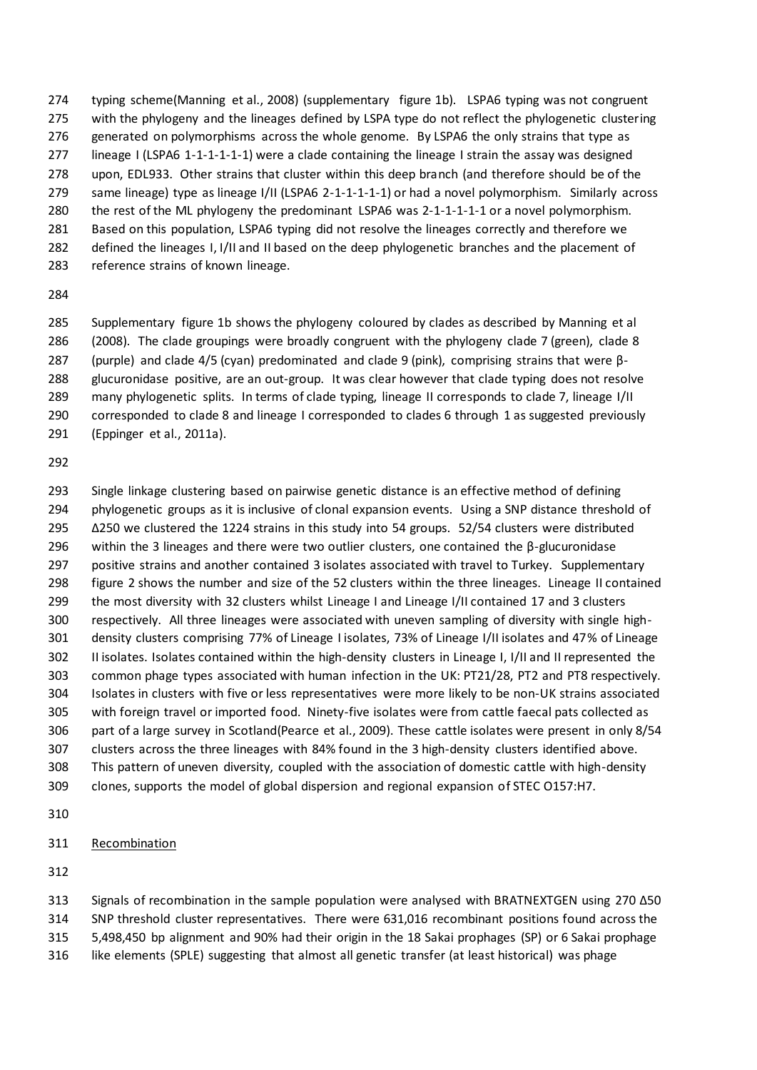typing scheme(Manning et al., 2008) (supplementary figure 1b). LSPA6 typing was not congruent with the phylogeny and the lineages defined by LSPA type do not reflect the phylogenetic clustering generated on polymorphisms across the whole genome. By LSPA6 the only strains that type as lineage I (LSPA6 1-1-1-1-1-1) were a clade containing the lineage I strain the assay was designed upon, EDL933. Other strains that cluster within this deep branch (and therefore should be of the same lineage) type as lineage I/II (LSPA6 2-1-1-1-1-1) or had a novel polymorphism. Similarly across the rest of the ML phylogeny the predominant LSPA6 was 2-1-1-1-1-1 or a novel polymorphism. Based on this population, LSPA6 typing did not resolve the lineages correctly and therefore we defined the lineages I, I/II and II based on the deep phylogenetic branches and the placement of reference strains of known lineage.

Supplementary figure 1b shows the phylogeny coloured by clades as described by Manning et al (2008). The clade groupings were broadly congruent with the phylogeny clade 7 (green), clade 8 (purple) and clade 4/5 (cyan) predominated and clade 9 (pink), comprising strains that were β-glucuronidase positive, are an out-group. It was clear however that clade typing does not resolve many phylogenetic splits. In terms of clade typing, lineage II corresponds to clade 7, lineage I/II corresponded to clade 8 and lineage I corresponded to clades 6 through 1 as suggested previously (Eppinger et al., 2011a).

Single linkage clustering based on pairwise genetic distance is an effective method of defining phylogenetic groups as it is inclusive of clonal expansion events. Using a SNP distance threshold of Δ250 we clustered the 1224 strains in this study into 54 groups. 52/54 clusters were distributed within the 3 lineages and there were two outlier clusters, one contained the β-glucuronidase positive strains and another contained 3 isolates associated with travel to Turkey. Supplementary figure 2 shows the number and size of the 52 clusters within the three lineages. Lineage II contained the most diversity with 32 clusters whilst Lineage I and Lineage I/II contained 17 and 3 clusters respectively. All three lineages were associated with uneven sampling of diversity with single high-density clusters comprising 77% of Lineage I isolates, 73% of Lineage I/II isolates and 47% of Lineage II isolates. Isolates contained within the high-density clusters in Lineage I, I/II and II represented the common phage types associated with human infection in the UK: PT21/28, PT2 and PT8 respectively. Isolates in clusters with five or less representatives were more likely to be non-UK strains associated with foreign travel or imported food. Ninety-five isolates were from cattle faecal pats collected as part of a large survey in Scotland(Pearce et al., 2009). These cattle isolates were present in only 8/54 clusters across the three lineages with 84% found in the 3 high-density clusters identified above. This pattern of uneven diversity, coupled with the association of domestic cattle with high-density clones, supports the model of global dispersion and regional expansion of STEC O157:H7.

Recombination

Signals of recombination in the sample population were analysed with BRATNEXTGEN using 270 Δ50 SNP threshold cluster representatives. There were 631,016 recombinant positions found across the 5,498,450 bp alignment and 90% had their origin in the 18 Sakai prophages (SP) or 6 Sakai prophage like elements (SPLE) suggesting that almost all genetic transfer (at least historical) was phage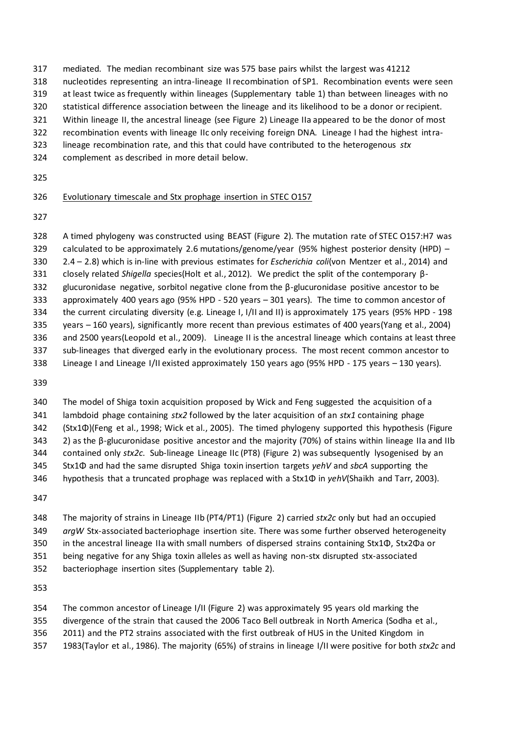mediated. The median recombinant size was 575 base pairs whilst the largest was 41212 nucleotides representing an intra-lineage II recombination of SP1. Recombination events were seen at least twice as frequently within lineages (Supplementary table 1) than between lineages with no statistical difference association between the lineage and its likelihood to be a donor or recipient. Within lineage II, the ancestral lineage (see Figure 2) Lineage IIa appeared to be the donor of most recombination events with lineage IIc only receiving foreign DNA. Lineage I had the highest intra-lineage recombination rate, and this that could have contributed to the heterogenous *stx* complement as described in more detail below.

Evolutionary timescale and Stx prophage insertion in STEC O157

A timed phylogeny was constructed using BEAST (Figure 2). The mutation rate of STEC O157:H7 was calculated to be approximately 2.6 mutations/genome/year (95% highest posterior density (HPD) – 2.4 – 2.8) which is in-line with previous estimates for *Escherichia coli*(von Mentzer et al., 2014) and closely related *Shigella* species(Holt et al., 2012). We predict the split of the contemporary β-glucuronidase negative, sorbitol negative clone from the β-glucuronidase positive ancestor to be approximately 400 years ago (95% HPD - 520 years – 301 years). The time to common ancestor of the current circulating diversity (e.g. Lineage I, I/II and II) is approximately 175 years (95% HPD - 198 years – 160 years), significantly more recent than previous estimates of 400 years(Yang et al., 2004) and 2500 years(Leopold et al., 2009). Lineage II is the ancestral lineage which contains at least three sub-lineages that diverged early in the evolutionary process. The most recent common ancestor to Lineage I and Lineage I/II existed approximately 150 years ago (95% HPD - 175 years – 130 years).

The model of Shiga toxin acquisition proposed by Wick and Feng suggested the acquisition of a lambdoid phage containing *stx2* followed by the later acquisition of an *stx1* containing phage (Stx1Φ)(Feng et al., 1998; Wick et al., 2005). The timed phylogeny supported this hypothesis (Figure 2) as the β-glucuronidase positive ancestor and the majority (70%) of stains within lineage IIa and IIb contained only *stx2c*. Sub-lineage Lineage IIc (PT8) (Figure 2) was subsequently lysogenised by an Stx1Φ and had the same disrupted Shiga toxin insertion targets *yehV* and *sbcA* supporting the hypothesis that a truncated prophage was replaced with a Stx1Φ in *yehV*(Shaikh and Tarr, 2003).

The majority of strains in Lineage IIb (PT4/PT1) (Figure 2) carried *stx2c* only but had an occupied *argW* Stx-associated bacteriophage insertion site. There was some further observed heterogeneity in the ancestral lineage IIa with small numbers of dispersed strains containing Stx1Φ, Stx2Φa or being negative for any Shiga toxin alleles as well as having non-stx disrupted stx-associated bacteriophage insertion sites (Supplementary table 2).

The common ancestor of Lineage I/II (Figure 2) was approximately 95 years old marking the divergence of the strain that caused the 2006 Taco Bell outbreak in North America (Sodha et al., 2011) and the PT2 strains associated with the first outbreak of HUS in the United Kingdom in 1983(Taylor et al., 1986). The majority (65%) of strains in lineage I/II were positive for both *stx2c* and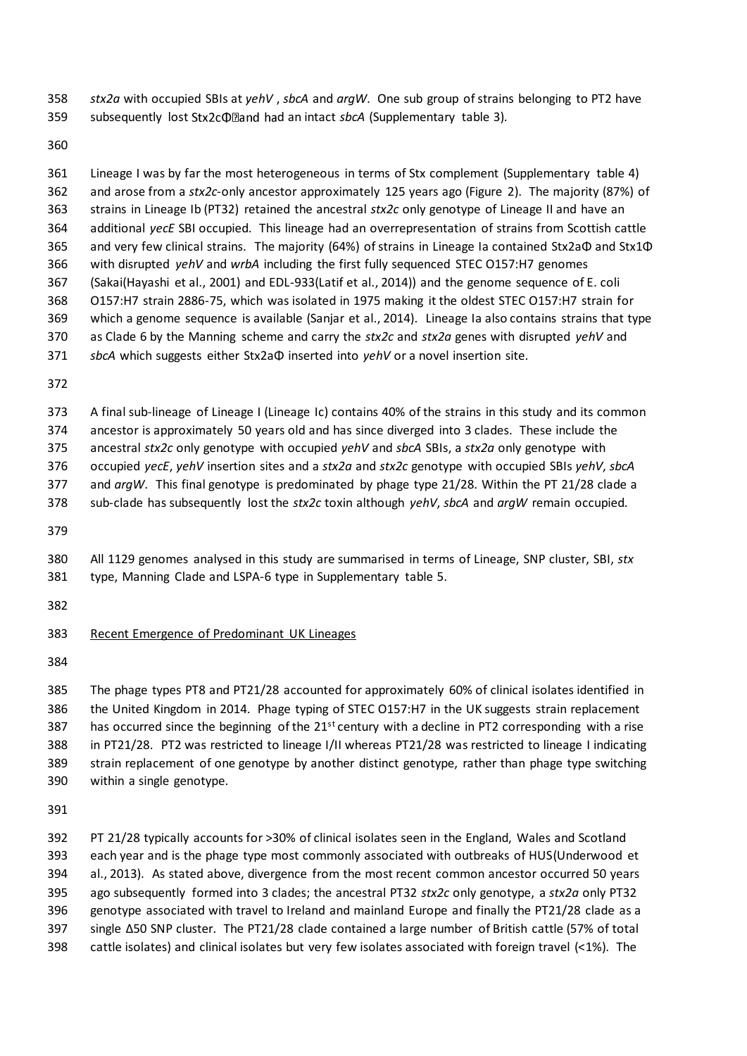*stx2a* with occupied SBIs at *yehV* , *sbcA* and *argW*. One sub group of strains belonging to PT2 have subsequently lost Stx2cΦ and had an intact *sbcA* (Supplementary table 3).

Lineage I was by far the most heterogeneous in terms of Stx complement (Supplementary table 4) and arose from a *stx2c*-only ancestor approximately 125 years ago (Figure 2). The majority (87%) of strains in Lineage Ib (PT32) retained the ancestral *stx2c* only genotype of Lineage II and have an additional *yecE* SBI occupied. This lineage had an overrepresentation of strains from Scottish cattle and very few clinical strains. The majority (64%) of strains in Lineage Ia contained Stx2aΦ and Stx1Φ with disrupted *yehV* and *wrbA* including the first fully sequenced STEC O157:H7 genomes (Sakai(Hayashi et al., 2001) and EDL-933(Latif et al., 2014)) and the genome sequence of E. coli O157:H7 strain 2886-75, which was isolated in 1975 making it the oldest STEC O157:H7 strain for which a genome sequence is available (Sanjar et al., 2014). Lineage Ia also contains strains that type as Clade 6 by the Manning scheme and carry the *stx2c* and *stx2a* genes with disrupted *yehV* and *sbcA* which suggests either Stx2aΦ inserted into *yehV* or a novel insertion site.

A final sub-lineage of Lineage I (Lineage Ic) contains 40% of the strains in this study and its common ancestor is approximately 50 years old and has since diverged into 3 clades. These include the ancestral *stx2c* only genotype with occupied *yehV* and *sbcA* SBIs, a *stx2a* only genotype with occupied *yecE*, *yehV* insertion sites and a *stx2a* and *stx2c* genotype with occupied SBIs *yehV*, *sbcA* and *argW*. This final genotype is predominated by phage type 21/28. Within the PT 21/28 clade a sub-clade has subsequently lost the *stx2c* toxin although *yehV*, *sbcA* and *argW* remain occupied.

All 1129 genomes analysed in this study are summarised in terms of Lineage, SNP cluster, SBI, *stx* type, Manning Clade and LSPA-6 type in Supplementary table 5.

Recent Emergence of Predominant UK Lineages

The phage types PT8 and PT21/28 accounted for approximately 60% of clinical isolates identified in the United Kingdom in 2014. Phage typing of STEC O157:H7 in the UK suggests strain replacement has occurred since the beginning of the 21st century with a decline in PT2 corresponding with a rise in PT21/28. PT2 was restricted to lineage I/II whereas PT21/28 was restricted to lineage I indicating strain replacement of one genotype by another distinct genotype, rather than phage type switching within a single genotype.

PT 21/28 typically accounts for >30% of clinical isolates seen in the England, Wales and Scotland each year and is the phage type most commonly associated with outbreaks of HUS(Underwood et al., 2013). As stated above, divergence from the most recent common ancestor occurred 50 years ago subsequently formed into 3 clades; the ancestral PT32 *stx2c* only genotype, a *stx2a* only PT32 genotype associated with travel to Ireland and mainland Europe and finally the PT21/28 clade as a single Δ50 SNP cluster. The PT21/28 clade contained a large number of British cattle (57% of total cattle isolates) and clinical isolates but very few isolates associated with foreign travel (<1%). The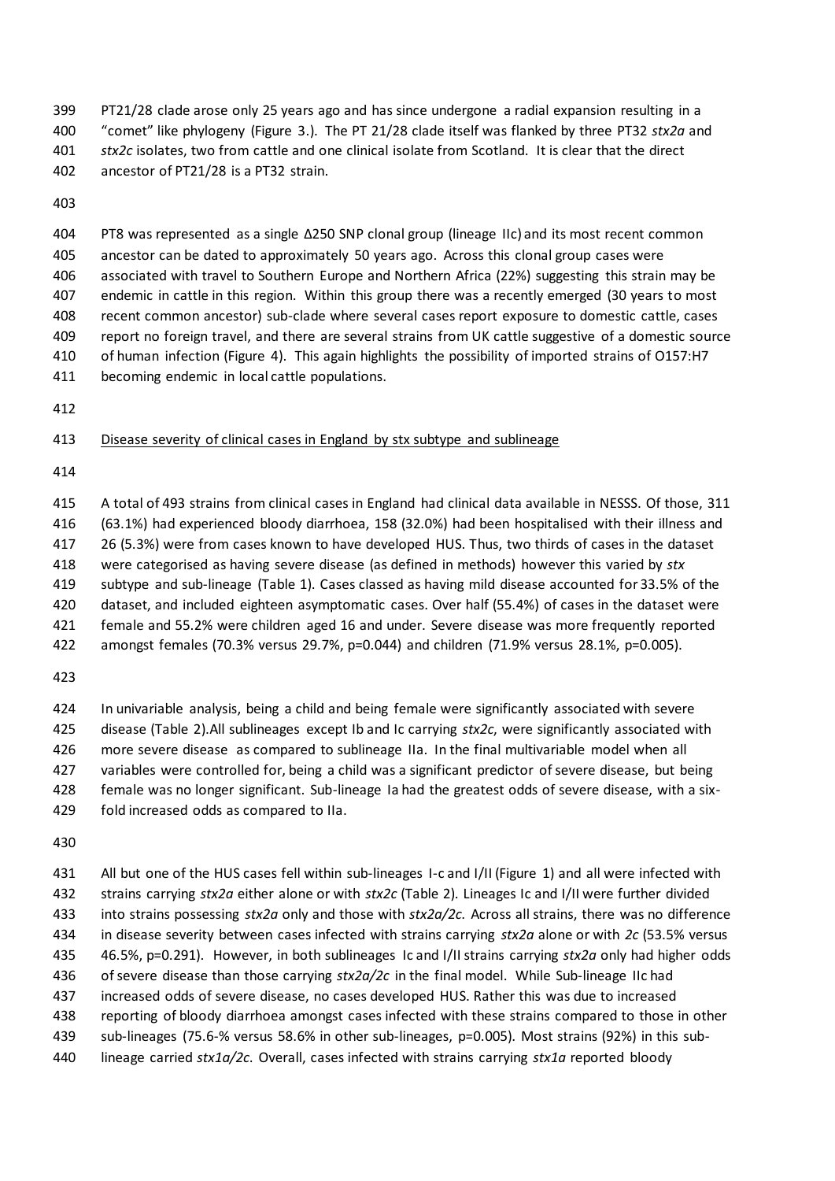PT21/28 clade arose only 25 years ago and has since undergone a radial expansion resulting in a "comet" like phylogeny (Figure 3.). The PT 21/28 clade itself was flanked by three PT32 *stx2a* and *stx2c* isolates, two from cattle and one clinical isolate from Scotland. It is clear that the direct ancestor of PT21/28 is a PT32 strain.

PT8 was represented as a single Δ250 SNP clonal group (lineage IIc) and its most recent common ancestor can be dated to approximately 50 years ago. Across this clonal group cases were associated with travel to Southern Europe and Northern Africa (22%) suggesting this strain may be endemic in cattle in this region. Within this group there was a recently emerged (30 years to most recent common ancestor) sub-clade where several cases report exposure to domestic cattle, cases report no foreign travel, and there are several strains from UK cattle suggestive of a domestic source of human infection (Figure 4). This again highlights the possibility of imported strains of O157:H7 becoming endemic in local cattle populations.

<u>Disease severity of clinical cases in England by stx subtype and sublineage</u>

A total of 493 strains from clinical cases in England had clinical data available in NESSS. Of those, 311 (63.1%) had experienced bloody diarrhoea, 158 (32.0%) had been hospitalised with their illness and 26 (5.3%) were from cases known to have developed HUS. Thus, two thirds of cases in the dataset were categorised as having severe disease (as defined in methods) however this varied by *stx* subtype and sub-lineage (Table 1). Cases classed as having mild disease accounted for 33.5% of the dataset, and included eighteen asymptomatic cases. Over half (55.4%) of cases in the dataset were female and 55.2% were children aged 16 and under. Severe disease was more frequently reported amongst females (70.3% versus 29.7%, p=0.044) and children (71.9% versus 28.1%, p=0.005).

In univariable analysis, being a child and being female were significantly associated with severe disease (Table 2).All sublineages except Ib and Ic carrying *stx2c*, were significantly associated with more severe disease as compared to sublineage IIa. In the final multivariable model when all variables were controlled for, being a child was a significant predictor of severe disease, but being female was no longer significant. Sub-lineage Ia had the greatest odds of severe disease, with a six-fold increased odds as compared to IIa.

All but one of the HUS cases fell within sub-lineages I-c and I/II (Figure 1) and all were infected with strains carrying *stx2a* either alone or with *stx2c* (Table 2). Lineages Ic and I/II were further divided into strains possessing *stx2a* only and those with *stx2a/2c*. Across all strains, there was no difference in disease severity between cases infected with strains carrying *stx2a* alone or with *2c* (53.5% versus 46.5%, p=0.291). However, in both sublineages Ic and I/II strains carrying *stx2a* only had higher odds of severe disease than those carrying *stx2a/2c* in the final model. While Sub-lineage IIc had increased odds of severe disease, no cases developed HUS. Rather this was due to increased reporting of bloody diarrhoea amongst cases infected with these strains compared to those in other sub-lineages (75.6-% versus 58.6% in other sub-lineages, p=0.005). Most strains (92%) in this sub-lineage carried *stx1a/2c*. Overall, cases infected with strains carrying *stx1a* reported bloody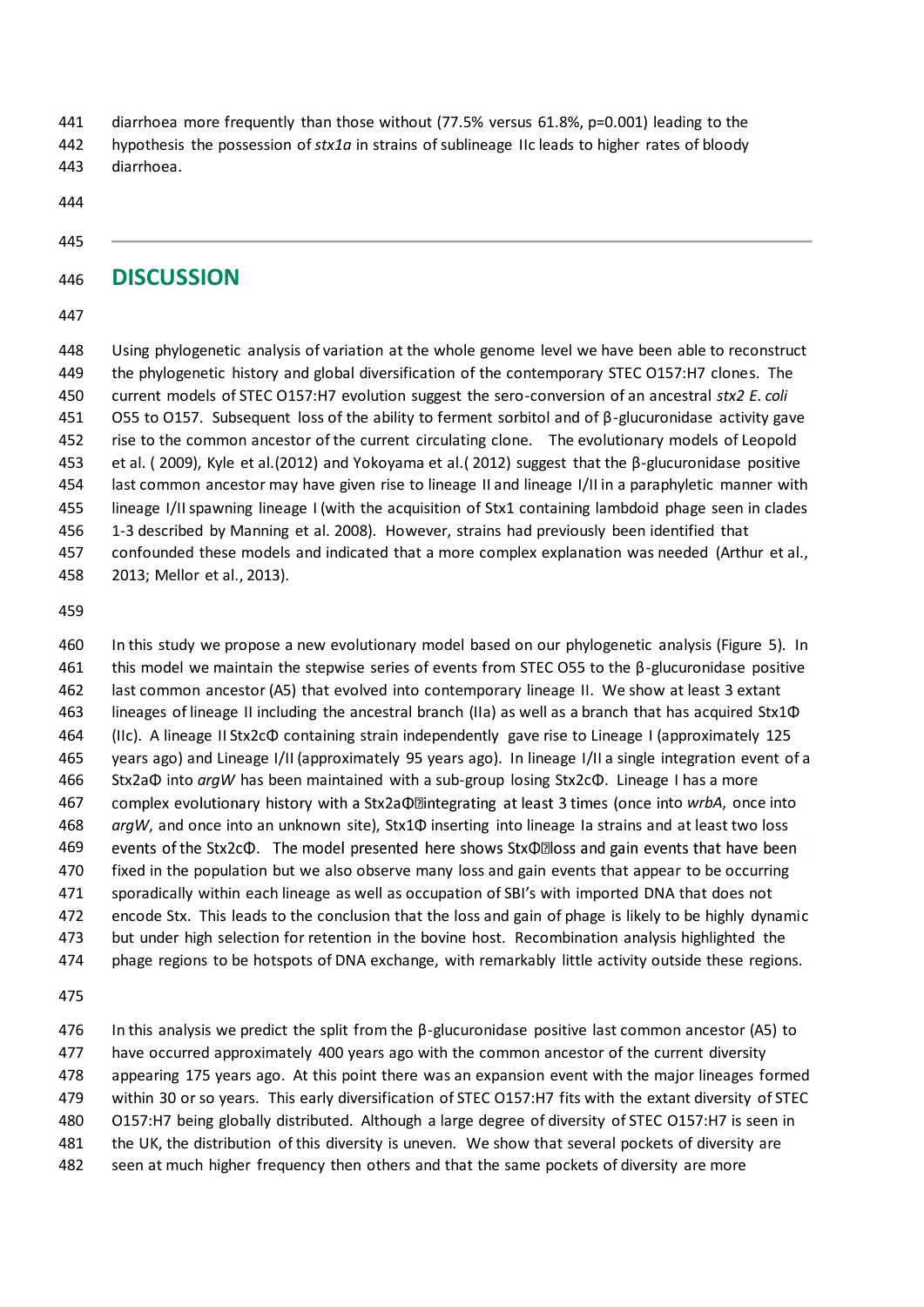diarrhoea more frequently than those without (77.5% versus 61.8%, p=0.001) leading to the hypothesis the possession of *stx1a* in strains of sublineage IIc leads to higher rates of bloody diarrhoea.

## DISCUSSION

Using phylogenetic analysis of variation at the whole genome level we have been able to reconstruct the phylogenetic history and global diversification of the contemporary STEC O157:H7 clones. The current models of STEC O157:H7 evolution suggest the sero-conversion of an ancestral *stx2 E. coli* O55 to O157. Subsequent loss of the ability to ferment sorbitol and of β-glucuronidase activity gave rise to the common ancestor of the current circulating clone. The evolutionary models of Leopold et al. ( 2009), Kyle et al.(2012) and Yokoyama et al.( 2012) suggest that the β-glucuronidase positive last common ancestor may have given rise to lineage II and lineage I/II in a paraphyletic manner with lineage I/II spawning lineage I (with the acquisition of Stx1 containing lambdoid phage seen in clades 1-3 described by Manning et al. 2008). However, strains had previously been identified that confounded these models and indicated that a more complex explanation was needed (Arthur et al., 2013; Mellor et al., 2013).

In this study we propose a new evolutionary model based on our phylogenetic analysis (Figure 5). In this model we maintain the stepwise series of events from STEC O55 to the β-glucuronidase positive last common ancestor (A5) that evolved into contemporary lineage II. We show at least 3 extant lineages of lineage II including the ancestral branch (IIa) as well as a branch that has acquired Stx1Φ (IIc). A lineage II Stx2cΦ containing strain independently gave rise to Lineage I (approximately 125 years ago) and Lineage I/II (approximately 95 years ago). In lineage I/II a single integration event of a Stx2aΦ into *argW* has been maintained with a sub-group losing Stx2cΦ. Lineage I has a more complex evolutionary history with a Stx2aΦ integrating at least 3 times (once into *wrbA*, once into *argW*, and once into an unknown site), Stx1Φ inserting into lineage Ia strains and at least two loss events of the Stx2cΦ. The model presented here shows StxΦ loss and gain events that have been fixed in the population but we also observe many loss and gain events that appear to be occurring sporadically within each lineage as well as occupation of SBI's with imported DNA that does not encode Stx. This leads to the conclusion that the loss and gain of phage is likely to be highly dynamic but under high selection for retention in the bovine host. Recombination analysis highlighted the phage regions to be hotspots of DNA exchange, with remarkably little activity outside these regions.

In this analysis we predict the split from the β-glucuronidase positive last common ancestor (A5) to have occurred approximately 400 years ago with the common ancestor of the current diversity appearing 175 years ago. At this point there was an expansion event with the major lineages formed within 30 or so years. This early diversification of STEC O157:H7 fits with the extant diversity of STEC O157:H7 being globally distributed. Although a large degree of diversity of STEC O157:H7 is seen in the UK, the distribution of this diversity is uneven. We show that several pockets of diversity are seen at much higher frequency then others and that the same pockets of diversity are more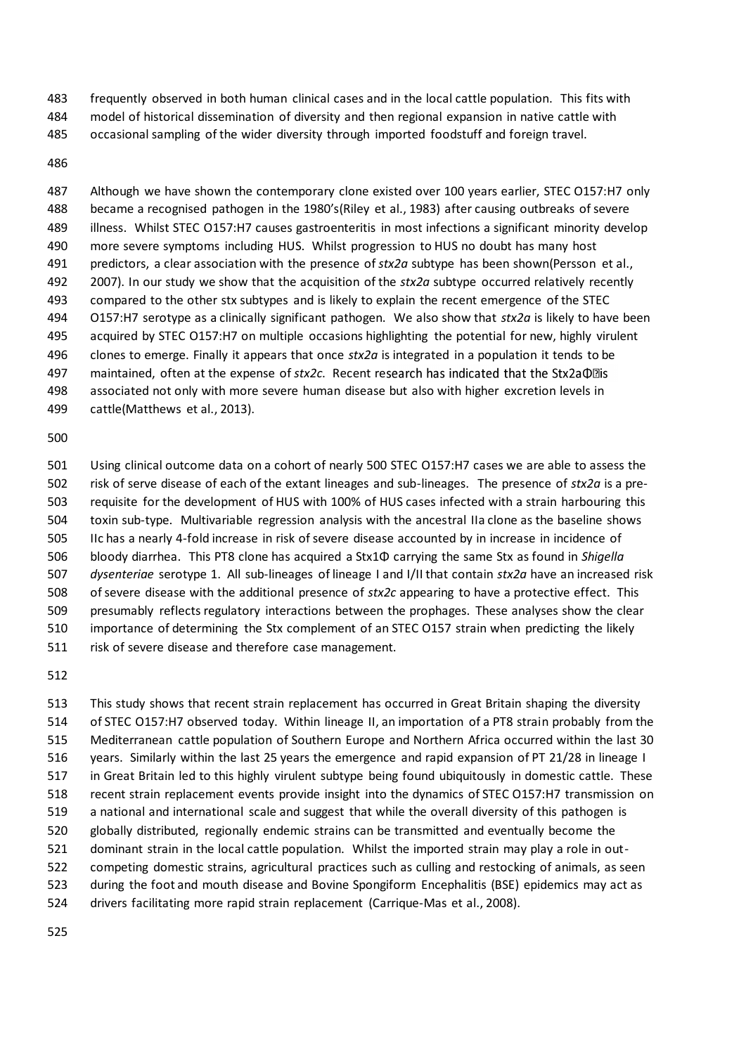frequently observed in both human clinical cases and in the local cattle population. This fits with model of historical dissemination of diversity and then regional expansion in native cattle with occasional sampling of the wider diversity through imported foodstuff and foreign travel.

Although we have shown the contemporary clone existed over 100 years earlier, STEC O157:H7 only became a recognised pathogen in the 1980's(Riley et al., 1983) after causing outbreaks of severe illness. Whilst STEC O157:H7 causes gastroenteritis in most infections a significant minority develop more severe symptoms including HUS. Whilst progression to HUS no doubt has many host predictors, a clear association with the presence of *stx2a* subtype has been shown(Persson et al., 2007). In our study we show that the acquisition of the *stx2a* subtype occurred relatively recently compared to the other stx subtypes and is likely to explain the recent emergence of the STEC O157:H7 serotype as a clinically significant pathogen. We also show that *stx2a* is likely to have been acquired by STEC O157:H7 on multiple occasions highlighting the potential for new, highly virulent clones to emerge. Finally it appears that once *stx2a* is integrated in a population it tends to be maintained, often at the expense of *stx2c.* Recent research has indicated that the Stx2aΦ is associated not only with more severe human disease but also with higher excretion levels in cattle(Matthews et al., 2013).

Using clinical outcome data on a cohort of nearly 500 STEC O157:H7 cases we are able to assess the risk of serve disease of each of the extant lineages and sub-lineages. The presence of *stx2a* is a pre-requisite for the development of HUS with 100% of HUS cases infected with a strain harbouring this toxin sub-type. Multivariable regression analysis with the ancestral IIa clone as the baseline shows IIc has a nearly 4-fold increase in risk of severe disease accounted by in increase in incidence of bloody diarrhea. This PT8 clone has acquired a Stx1Φ carrying the same Stx as found in *Shigella dysenteriae* serotype 1. All sub-lineages of lineage I and I/II that contain *stx2a* have an increased risk of severe disease with the additional presence of *stx2c* appearing to have a protective effect. This presumably reflects regulatory interactions between the prophages. These analyses show the clear importance of determining the Stx complement of an STEC O157 strain when predicting the likely risk of severe disease and therefore case management.

This study shows that recent strain replacement has occurred in Great Britain shaping the diversity of STEC O157:H7 observed today. Within lineage II, an importation of a PT8 strain probably from the Mediterranean cattle population of Southern Europe and Northern Africa occurred within the last 30 years. Similarly within the last 25 years the emergence and rapid expansion of PT 21/28 in lineage I in Great Britain led to this highly virulent subtype being found ubiquitously in domestic cattle. These recent strain replacement events provide insight into the dynamics of STEC O157:H7 transmission on a national and international scale and suggest that while the overall diversity of this pathogen is globally distributed, regionally endemic strains can be transmitted and eventually become the dominant strain in the local cattle population. Whilst the imported strain may play a role in out-competing domestic strains, agricultural practices such as culling and restocking of animals, as seen during the foot and mouth disease and Bovine Spongiform Encephalitis (BSE) epidemics may act as drivers facilitating more rapid strain replacement (Carrique-Mas et al., 2008).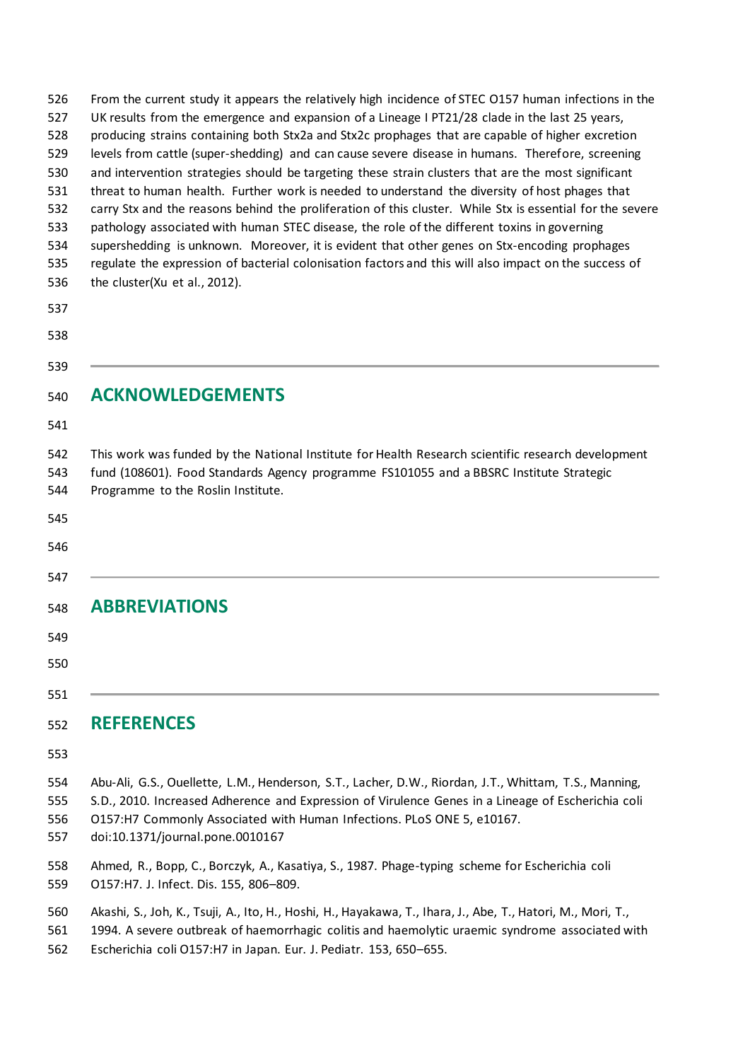From the current study it appears the relatively high incidence of STEC O157 human infections in the UK results from the emergence and expansion of a Lineage I PT21/28 clade in the last 25 years, producing strains containing both Stx2a and Stx2c prophages that are capable of higher excretion levels from cattle (super-shedding) and can cause severe disease in humans. Therefore, screening and intervention strategies should be targeting these strain clusters that are the most significant threat to human health. Further work is needed to understand the diversity of host phages that carry Stx and the reasons behind the proliferation of this cluster. While Stx is essential for the severe pathology associated with human STEC disease, the role of the different toxins in governing supershedding is unknown. Moreover, it is evident that other genes on Stx-encoding prophages regulate the expression of bacterial colonisation factors and this will also impact on the success of the cluster(Xu et al., 2012).

## ACKNOWLEDGEMENTS

This work was funded by the National Institute for Health Research scientific research development fund (108601). Food Standards Agency programme FS101055 and a BBSRC Institute Strategic Programme to the Roslin Institute.

## ABBREVIATIONS

## REFERENCES

Abu-Ali, G.S., Ouellette, L.M., Henderson, S.T., Lacher, D.W., Riordan, J.T., Whittam, T.S., Manning, S.D., 2010. Increased Adherence and Expression of Virulence Genes in a Lineage of Escherichia coli O157:H7 Commonly Associated with Human Infections. PLoS ONE 5, e10167. doi:10.1371/journal.pone.0010167

Ahmed, R., Bopp, C., Borczyk, A., Kasatiya, S., 1987. Phage-typing scheme for Escherichia coli O157:H7. J. Infect. Dis. 155, 806–809.

Akashi, S., Joh, K., Tsuji, A., Ito, H., Hoshi, H., Hayakawa, T., Ihara, J., Abe, T., Hatori, M., Mori, T., 1994. A severe outbreak of haemorrhagic colitis and haemolytic uraemic syndrome associated with Escherichia coli O157:H7 in Japan. Eur. J. Pediatr. 153, 650–655.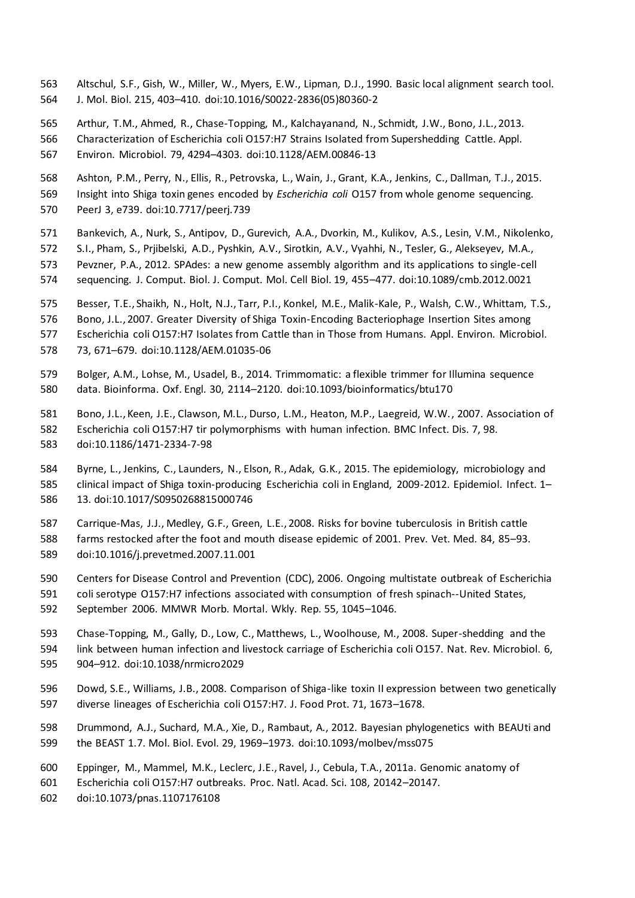Altschul, S.F., Gish, W., Miller, W., Myers, E.W., Lipman, D.J., 1990. Basic local alignment search tool. J. Mol. Biol. 215, 403–410. doi:10.1016/S0022-2836(05)80360-2

Arthur, T.M., Ahmed, R., Chase-Topping, M., Kalchayanand, N., Schmidt, J.W., Bono, J.L., 2013. Characterization of Escherichia coli O157:H7 Strains Isolated from Supershedding Cattle. Appl. Environ. Microbiol. 79, 4294–4303. doi:10.1128/AEM.00846-13

Ashton, P.M., Perry, N., Ellis, R., Petrovska, L., Wain, J., Grant, K.A., Jenkins, C., Dallman, T.J., 2015. Insight into Shiga toxin genes encoded by *Escherichia coli* O157 from whole genome sequencing. PeerJ 3, e739. doi:10.7717/peerj.739

Bankevich, A., Nurk, S., Antipov, D., Gurevich, A.A., Dvorkin, M., Kulikov, A.S., Lesin, V.M., Nikolenko, S.I., Pham, S., Prjibelski, A.D., Pyshkin, A.V., Sirotkin, A.V., Vyahhi, N., Tesler, G., Alekseyev, M.A., Pevzner, P.A., 2012. SPAdes: a new genome assembly algorithm and its applications to single-cell sequencing. J. Comput. Biol. J. Comput. Mol. Cell Biol. 19, 455–477. doi:10.1089/cmb.2012.0021

Besser, T.E., Shaikh, N., Holt, N.J., Tarr, P.I., Konkel, M.E., Malik-Kale, P., Walsh, C.W., Whittam, T.S., Bono, J.L., 2007. Greater Diversity of Shiga Toxin-Encoding Bacteriophage Insertion Sites among Escherichia coli O157:H7 Isolates from Cattle than in Those from Humans. Appl. Environ. Microbiol. 73, 671–679. doi:10.1128/AEM.01035-06

Bolger, A.M., Lohse, M., Usadel, B., 2014. Trimmomatic: a flexible trimmer for Illumina sequence data. Bioinforma. Oxf. Engl. 30, 2114–2120. doi:10.1093/bioinformatics/btu170

Bono, J.L., Keen, J.E., Clawson, M.L., Durso, L.M., Heaton, M.P., Laegreid, W.W., 2007. Association of Escherichia coli O157:H7 tir polymorphisms with human infection. BMC Infect. Dis. 7, 98. doi:10.1186/1471-2334-7-98

Byrne, L., Jenkins, C., Launders, N., Elson, R., Adak, G.K., 2015. The epidemiology, microbiology and clinical impact of Shiga toxin-producing Escherichia coli in England, 2009-2012. Epidemiol. Infect. 1–13. doi:10.1017/S0950268815000746

Carrique-Mas, J.J., Medley, G.F., Green, L.E., 2008. Risks for bovine tuberculosis in British cattle farms restocked after the foot and mouth disease epidemic of 2001. Prev. Vet. Med. 84, 85–93. doi:10.1016/j.prevetmed.2007.11.001

Centers for Disease Control and Prevention (CDC), 2006. Ongoing multistate outbreak of Escherichia coli serotype O157:H7 infections associated with consumption of fresh spinach--United States, September 2006. MMWR Morb. Mortal. Wkly. Rep. 55, 1045–1046.

Chase-Topping, M., Gally, D., Low, C., Matthews, L., Woolhouse, M., 2008. Super-shedding and the link between human infection and livestock carriage of Escherichia coli O157. Nat. Rev. Microbiol. 6, 904–912. doi:10.1038/nrmicro2029

Dowd, S.E., Williams, J.B., 2008. Comparison of Shiga-like toxin II expression between two genetically diverse lineages of Escherichia coli O157:H7. J. Food Prot. 71, 1673–1678.

Drummond, A.J., Suchard, M.A., Xie, D., Rambaut, A., 2012. Bayesian phylogenetics with BEAUti and the BEAST 1.7. Mol. Biol. Evol. 29, 1969–1973. doi:10.1093/molbev/mss075

Eppinger, M., Mammel, M.K., Leclerc, J.E., Ravel, J., Cebula, T.A., 2011a. Genomic anatomy of Escherichia coli O157:H7 outbreaks. Proc. Natl. Acad. Sci. 108, 20142–20147. doi:10.1073/pnas.1107176108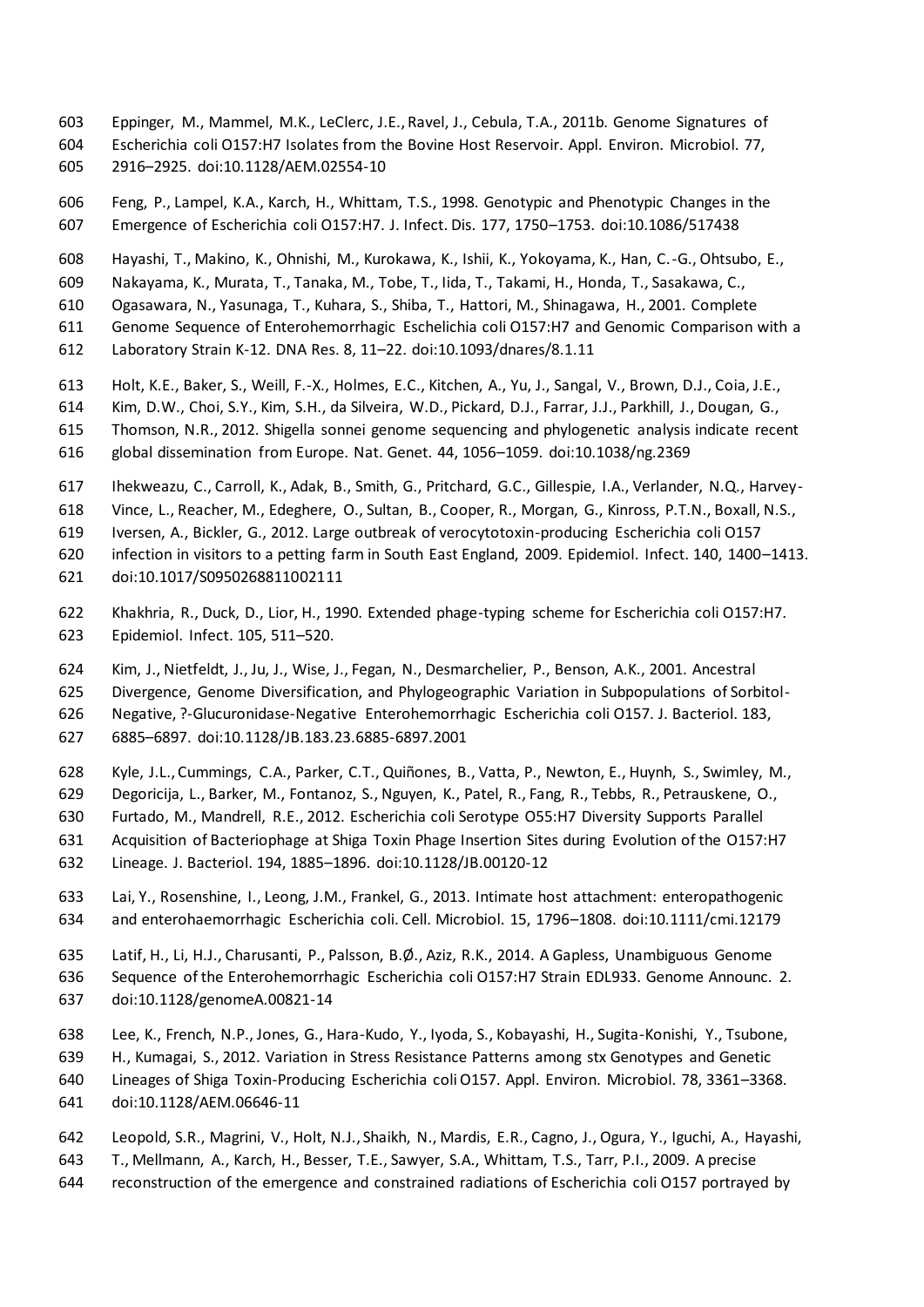Eppinger, M., Mammel, M.K., LeClerc, J.E., Ravel, J., Cebula, T.A., 2011b. Genome Signatures of Escherichia coli O157:H7 Isolates from the Bovine Host Reservoir. Appl. Environ. Microbiol. 77, 2916–2925. doi:10.1128/AEM.02554-10

Feng, P., Lampel, K.A., Karch, H., Whittam, T.S., 1998. Genotypic and Phenotypic Changes in the Emergence of Escherichia coli O157:H7. J. Infect. Dis. 177, 1750–1753. doi:10.1086/517438

Hayashi, T., Makino, K., Ohnishi, M., Kurokawa, K., Ishii, K., Yokoyama, K., Han, C.-G., Ohtsubo, E., Nakayama, K., Murata, T., Tanaka, M., Tobe, T., Iida, T., Takami, H., Honda, T., Sasakawa, C., Ogasawara, N., Yasunaga, T., Kuhara, S., Shiba, T., Hattori, M., Shinagawa, H., 2001. Complete Genome Sequence of Enterohemorrhagic Eschelichia coli O157:H7 and Genomic Comparison with a Laboratory Strain K-12. DNA Res. 8, 11–22. doi:10.1093/dnares/8.1.11

Holt, K.E., Baker, S., Weill, F.-X., Holmes, E.C., Kitchen, A., Yu, J., Sangal, V., Brown, D.J., Coia, J.E., Kim, D.W., Choi, S.Y., Kim, S.H., da Silveira, W.D., Pickard, D.J., Farrar, J.J., Parkhill, J., Dougan, G., Thomson, N.R., 2012. Shigella sonnei genome sequencing and phylogenetic analysis indicate recent global dissemination from Europe. Nat. Genet. 44, 1056–1059. doi:10.1038/ng.2369

Ihekweazu, C., Carroll, K., Adak, B., Smith, G., Pritchard, G.C., Gillespie, I.A., Verlander, N.Q., Harvey-Vince, L., Reacher, M., Edeghere, O., Sultan, B., Cooper, R., Morgan, G., Kinross, P.T.N., Boxall, N.S., Iversen, A., Bickler, G., 2012. Large outbreak of verocytotoxin-producing Escherichia coli O157 infection in visitors to a petting farm in South East England, 2009. Epidemiol. Infect. 140, 1400–1413. doi:10.1017/S0950268811002111

Khakhria, R., Duck, D., Lior, H., 1990. Extended phage-typing scheme for Escherichia coli O157:H7. Epidemiol. Infect. 105, 511–520.

Kim, J., Nietfeldt, J., Ju, J., Wise, J., Fegan, N., Desmarchelier, P., Benson, A.K., 2001. Ancestral Divergence, Genome Diversification, and Phylogeographic Variation in Subpopulations of Sorbitol-Negative, ?-Glucuronidase-Negative Enterohemorrhagic Escherichia coli O157. J. Bacteriol. 183, 6885–6897. doi:10.1128/JB.183.23.6885-6897.2001

Kyle, J.L., Cummings, C.A., Parker, C.T., Quiñones, B., Vatta, P., Newton, E., Huynh, S., Swimley, M., Degoricija, L., Barker, M., Fontanoz, S., Nguyen, K., Patel, R., Fang, R., Tebbs, R., Petrauskene, O., Furtado, M., Mandrell, R.E., 2012. Escherichia coli Serotype O55:H7 Diversity Supports Parallel Acquisition of Bacteriophage at Shiga Toxin Phage Insertion Sites during Evolution of the O157:H7 Lineage. J. Bacteriol. 194, 1885–1896. doi:10.1128/JB.00120-12

Lai, Y., Rosenshine, I., Leong, J.M., Frankel, G., 2013. Intimate host attachment: enteropathogenic and enterohaemorrhagic Escherichia coli. Cell. Microbiol. 15, 1796–1808. doi:10.1111/cmi.12179

Latif, H., Li, H.J., Charusanti, P., Palsson, B.Ø., Aziz, R.K., 2014. A Gapless, Unambiguous Genome Sequence of the Enterohemorrhagic Escherichia coli O157:H7 Strain EDL933. Genome Announc. 2. doi:10.1128/genomeA.00821-14

Lee, K., French, N.P., Jones, G., Hara-Kudo, Y., Iyoda, S., Kobayashi, H., Sugita-Konishi, Y., Tsubone, H., Kumagai, S., 2012. Variation in Stress Resistance Patterns among stx Genotypes and Genetic Lineages of Shiga Toxin-Producing Escherichia coli O157. Appl. Environ. Microbiol. 78, 3361–3368. doi:10.1128/AEM.06646-11

Leopold, S.R., Magrini, V., Holt, N.J., Shaikh, N., Mardis, E.R., Cagno, J., Ogura, Y., Iguchi, A., Hayashi, T., Mellmann, A., Karch, H., Besser, T.E., Sawyer, S.A., Whittam, T.S., Tarr, P.I., 2009. A precise reconstruction of the emergence and constrained radiations of Escherichia coli O157 portrayed by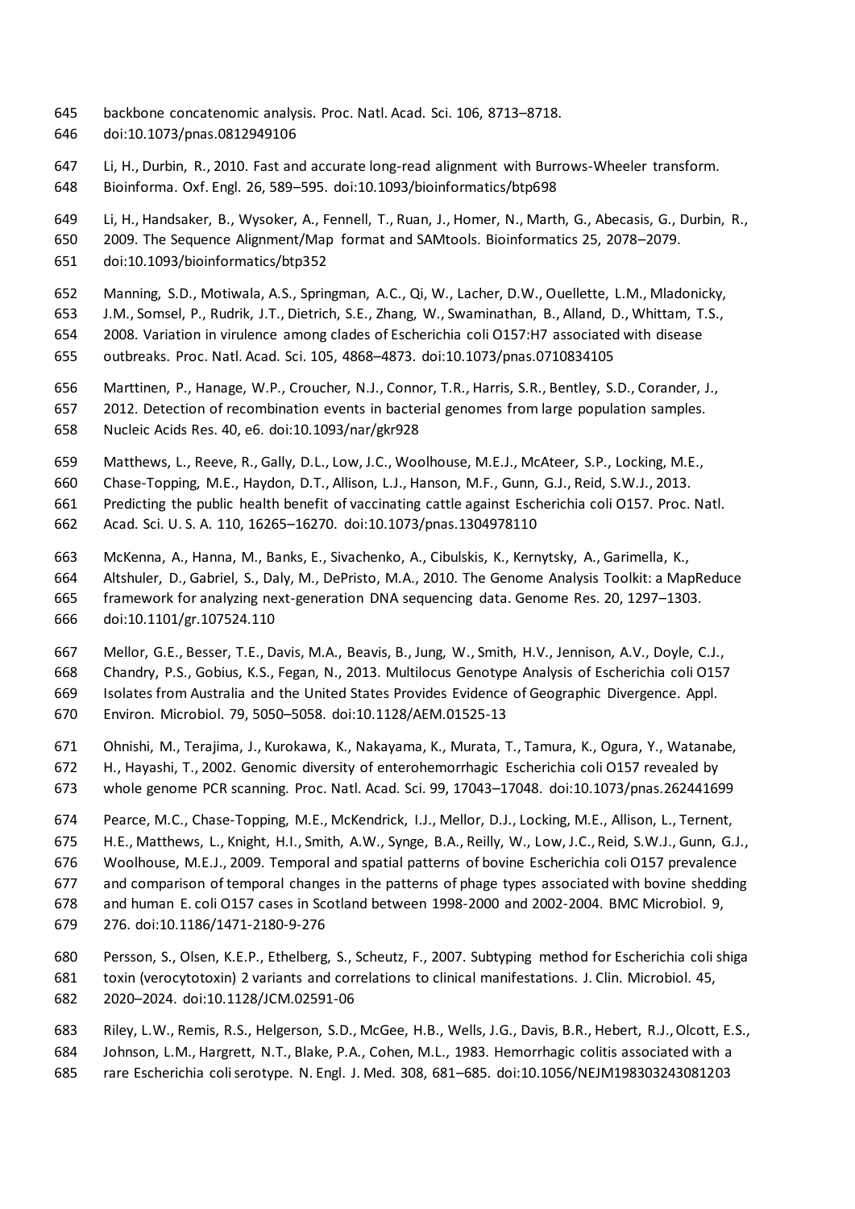backbone concatenomic analysis. Proc. Natl. Acad. Sci. 106, 8713–8718. doi:10.1073/pnas.0812949106

Li, H., Durbin, R., 2010. Fast and accurate long-read alignment with Burrows-Wheeler transform. Bioinforma. Oxf. Engl. 26, 589–595. doi:10.1093/bioinformatics/btp698

Li, H., Handsaker, B., Wysoker, A., Fennell, T., Ruan, J., Homer, N., Marth, G., Abecasis, G., Durbin, R., 2009. The Sequence Alignment/Map format and SAMtools. Bioinformatics 25, 2078–2079. doi:10.1093/bioinformatics/btp352

Manning, S.D., Motiwala, A.S., Springman, A.C., Qi, W., Lacher, D.W., Ouellette, L.M., Mladonicky, J.M., Somsel, P., Rudrik, J.T., Dietrich, S.E., Zhang, W., Swaminathan, B., Alland, D., Whittam, T.S., 2008. Variation in virulence among clades of Escherichia coli O157:H7 associated with disease outbreaks. Proc. Natl. Acad. Sci. 105, 4868–4873. doi:10.1073/pnas.0710834105

Marttinen, P., Hanage, W.P., Croucher, N.J., Connor, T.R., Harris, S.R., Bentley, S.D., Corander, J., 2012. Detection of recombination events in bacterial genomes from large population samples. Nucleic Acids Res. 40, e6. doi:10.1093/nar/gkr928

Matthews, L., Reeve, R., Gally, D.L., Low, J.C., Woolhouse, M.E.J., McAteer, S.P., Locking, M.E., Chase-Topping, M.E., Haydon, D.T., Allison, L.J., Hanson, M.F., Gunn, G.J., Reid, S.W.J., 2013. Predicting the public health benefit of vaccinating cattle against Escherichia coli O157. Proc. Natl. Acad. Sci. U. S. A. 110, 16265–16270. doi:10.1073/pnas.1304978110

McKenna, A., Hanna, M., Banks, E., Sivachenko, A., Cibulskis, K., Kernytsky, A., Garimella, K., Altshuler, D., Gabriel, S., Daly, M., DePristo, M.A., 2010. The Genome Analysis Toolkit: a MapReduce framework for analyzing next-generation DNA sequencing data. Genome Res. 20, 1297–1303. doi:10.1101/gr.107524.110

Mellor, G.E., Besser, T.E., Davis, M.A., Beavis, B., Jung, W., Smith, H.V., Jennison, A.V., Doyle, C.J., Chandry, P.S., Gobius, K.S., Fegan, N., 2013. Multilocus Genotype Analysis of Escherichia coli O157 Isolates from Australia and the United States Provides Evidence of Geographic Divergence. Appl. Environ. Microbiol. 79, 5050–5058. doi:10.1128/AEM.01525-13

Ohnishi, M., Terajima, J., Kurokawa, K., Nakayama, K., Murata, T., Tamura, K., Ogura, Y., Watanabe, H., Hayashi, T., 2002. Genomic diversity of enterohemorrhagic Escherichia coli O157 revealed by whole genome PCR scanning. Proc. Natl. Acad. Sci. 99, 17043–17048. doi:10.1073/pnas.262441699

Pearce, M.C., Chase-Topping, M.E., McKendrick, I.J., Mellor, D.J., Locking, M.E., Allison, L., Ternent, H.E., Matthews, L., Knight, H.I., Smith, A.W., Synge, B.A., Reilly, W., Low, J.C., Reid, S.W.J., Gunn, G.J., Woolhouse, M.E.J., 2009. Temporal and spatial patterns of bovine Escherichia coli O157 prevalence and comparison of temporal changes in the patterns of phage types associated with bovine shedding and human E. coli O157 cases in Scotland between 1998-2000 and 2002-2004. BMC Microbiol. 9, 276. doi:10.1186/1471-2180-9-276

Persson, S., Olsen, K.E.P., Ethelberg, S., Scheutz, F., 2007. Subtyping method for Escherichia coli shiga toxin (verocytotoxin) 2 variants and correlations to clinical manifestations. J. Clin. Microbiol. 45, 2020–2024. doi:10.1128/JCM.02591-06

Riley, L.W., Remis, R.S., Helgerson, S.D., McGee, H.B., Wells, J.G., Davis, B.R., Hebert, R.J., Olcott, E.S., Johnson, L.M., Hargrett, N.T., Blake, P.A., Cohen, M.L., 1983. Hemorrhagic colitis associated with a rare Escherichia coli serotype. N. Engl. J. Med. 308, 681–685. doi:10.1056/NEJM198303243081203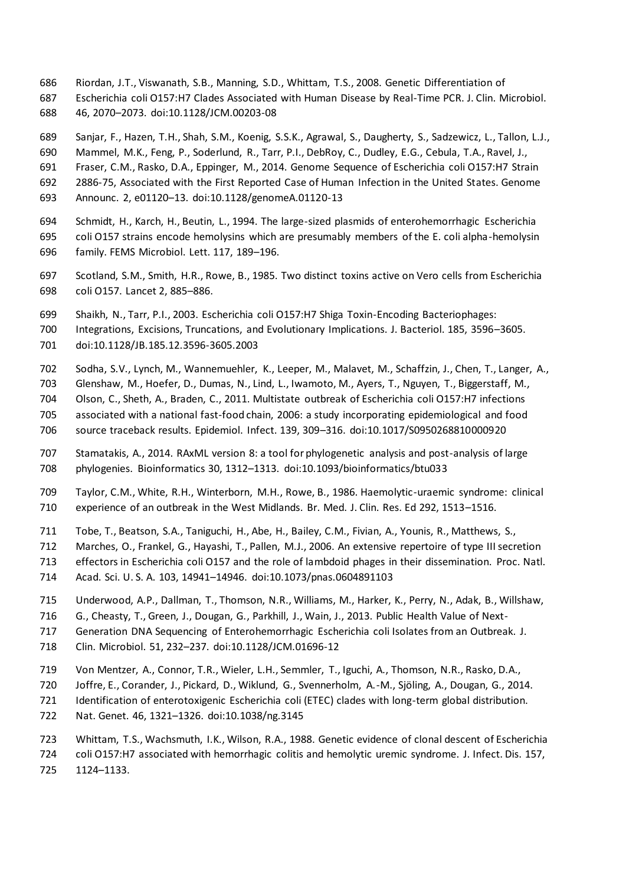Riordan, J.T., Viswanath, S.B., Manning, S.D., Whittam, T.S., 2008. Genetic Differentiation of Escherichia coli O157:H7 Clades Associated with Human Disease by Real-Time PCR. J. Clin. Microbiol. 46, 2070–2073. doi:10.1128/JCM.00203-08

Sanjar, F., Hazen, T.H., Shah, S.M., Koenig, S.S.K., Agrawal, S., Daugherty, S., Sadzewicz, L., Tallon, L.J., Mammel, M.K., Feng, P., Soderlund, R., Tarr, P.I., DebRoy, C., Dudley, E.G., Cebula, T.A., Ravel, J., Fraser, C.M., Rasko, D.A., Eppinger, M., 2014. Genome Sequence of Escherichia coli O157:H7 Strain 2886-75, Associated with the First Reported Case of Human Infection in the United States. Genome Announc. 2, e01120–13. doi:10.1128/genomeA.01120-13

Schmidt, H., Karch, H., Beutin, L., 1994. The large-sized plasmids of enterohemorrhagic Escherichia coli O157 strains encode hemolysins which are presumably members of the E. coli alpha-hemolysin family. FEMS Microbiol. Lett. 117, 189–196.

Scotland, S.M., Smith, H.R., Rowe, B., 1985. Two distinct toxins active on Vero cells from Escherichia coli O157. Lancet 2, 885–886.

Shaikh, N., Tarr, P.I., 2003. Escherichia coli O157:H7 Shiga Toxin-Encoding Bacteriophages: Integrations, Excisions, Truncations, and Evolutionary Implications. J. Bacteriol. 185, 3596–3605. doi:10.1128/JB.185.12.3596-3605.2003

Sodha, S.V., Lynch, M., Wannemuehler, K., Leeper, M., Malavet, M., Schaffzin, J., Chen, T., Langer, A., Glenshaw, M., Hoefer, D., Dumas, N., Lind, L., Iwamoto, M., Ayers, T., Nguyen, T., Biggerstaff, M., Olson, C., Sheth, A., Braden, C., 2011. Multistate outbreak of Escherichia coli O157:H7 infections associated with a national fast-food chain, 2006: a study incorporating epidemiological and food source traceback results. Epidemiol. Infect. 139, 309–316. doi:10.1017/S0950268810000920

Stamatakis, A., 2014. RAxML version 8: a tool for phylogenetic analysis and post-analysis of large phylogenies. Bioinformatics 30, 1312–1313. doi:10.1093/bioinformatics/btu033

Taylor, C.M., White, R.H., Winterborn, M.H., Rowe, B., 1986. Haemolytic-uraemic syndrome: clinical experience of an outbreak in the West Midlands. Br. Med. J. Clin. Res. Ed 292, 1513–1516.

Tobe, T., Beatson, S.A., Taniguchi, H., Abe, H., Bailey, C.M., Fivian, A., Younis, R., Matthews, S., Marches, O., Frankel, G., Hayashi, T., Pallen, M.J., 2006. An extensive repertoire of type III secretion effectors in Escherichia coli O157 and the role of lambdoid phages in their dissemination. Proc. Natl. Acad. Sci. U. S. A. 103, 14941–14946. doi:10.1073/pnas.0604891103

Underwood, A.P., Dallman, T., Thomson, N.R., Williams, M., Harker, K., Perry, N., Adak, B., Willshaw, G., Cheasty, T., Green, J., Dougan, G., Parkhill, J., Wain, J., 2013. Public Health Value of Next-Generation DNA Sequencing of Enterohemorrhagic Escherichia coli Isolates from an Outbreak. J. Clin. Microbiol. 51, 232–237. doi:10.1128/JCM.01696-12

Von Mentzer, A., Connor, T.R., Wieler, L.H., Semmler, T., Iguchi, A., Thomson, N.R., Rasko, D.A., Joffre, E., Corander, J., Pickard, D., Wiklund, G., Svennerholm, A.-M., Sjöling, A., Dougan, G., 2014. Identification of enterotoxigenic Escherichia coli (ETEC) clades with long-term global distribution. Nat. Genet. 46, 1321–1326. doi:10.1038/ng.3145

Whittam, T.S., Wachsmuth, I.K., Wilson, R.A., 1988. Genetic evidence of clonal descent of Escherichia coli O157:H7 associated with hemorrhagic colitis and hemolytic uremic syndrome. J. Infect. Dis. 157, 1124–1133.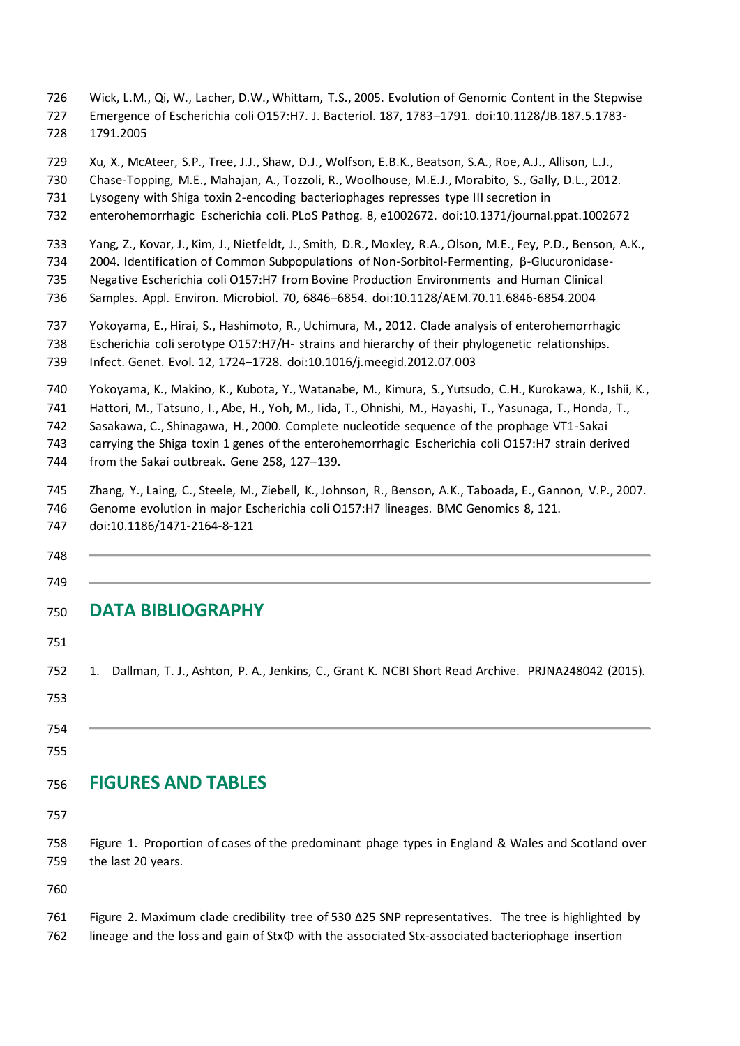Wick, L.M., Qi, W., Lacher, D.W., Whittam, T.S., 2005. Evolution of Genomic Content in the Stepwise Emergence of Escherichia coli O157:H7. J. Bacteriol. 187, 1783–1791. doi:10.1128/JB.187.5.1783-1791.2005

Xu, X., McAteer, S.P., Tree, J.J., Shaw, D.J., Wolfson, E.B.K., Beatson, S.A., Roe, A.J., Allison, L.J., Chase-Topping, M.E., Mahajan, A., Tozzoli, R., Woolhouse, M.E.J., Morabito, S., Gally, D.L., 2012. Lysogeny with Shiga toxin 2-encoding bacteriophages represses type III secretion in enterohemorrhagic Escherichia coli. PLoS Pathog. 8, e1002672. doi:10.1371/journal.ppat.1002672

Yang, Z., Kovar, J., Kim, J., Nietfeldt, J., Smith, D.R., Moxley, R.A., Olson, M.E., Fey, P.D., Benson, A.K., 2004. Identification of Common Subpopulations of Non-Sorbitol-Fermenting, β-Glucuronidase-Negative Escherichia coli O157:H7 from Bovine Production Environments and Human Clinical Samples. Appl. Environ. Microbiol. 70, 6846–6854. doi:10.1128/AEM.70.11.6846-6854.2004

Yokoyama, E., Hirai, S., Hashimoto, R., Uchimura, M., 2012. Clade analysis of enterohemorrhagic Escherichia coli serotype O157:H7/H- strains and hierarchy of their phylogenetic relationships. Infect. Genet. Evol. 12, 1724–1728. doi:10.1016/j.meegid.2012.07.003

Yokoyama, K., Makino, K., Kubota, Y., Watanabe, M., Kimura, S., Yutsudo, C.H., Kurokawa, K., Ishii, K., Hattori, M., Tatsuno, I., Abe, H., Yoh, M., Iida, T., Ohnishi, M., Hayashi, T., Yasunaga, T., Honda, T., Sasakawa, C., Shinagawa, H., 2000. Complete nucleotide sequence of the prophage VT1-Sakai carrying the Shiga toxin 1 genes of the enterohemorrhagic Escherichia coli O157:H7 strain derived from the Sakai outbreak. Gene 258, 127–139.

Zhang, Y., Laing, C., Steele, M., Ziebell, K., Johnson, R., Benson, A.K., Taboada, E., Gannon, V.P., 2007. Genome evolution in major Escherichia coli O157:H7 lineages. BMC Genomics 8, 121. doi:10.1186/1471-2164-8-121

---

## DATA BIBLIOGRAPHY

1. Dallman, T. J., Ashton, P. A., Jenkins, C., Grant K. NCBI Short Read Archive. PRJNA248042 (2015).

---

## FIGURES AND TABLES

Figure 1. Proportion of cases of the predominant phage types in England & Wales and Scotland over the last 20 years.

Figure 2. Maximum clade credibility tree of 530 Δ25 SNP representatives. The tree is highlighted by lineage and the loss and gain of StxΦ with the associated Stx-associated bacteriophage insertion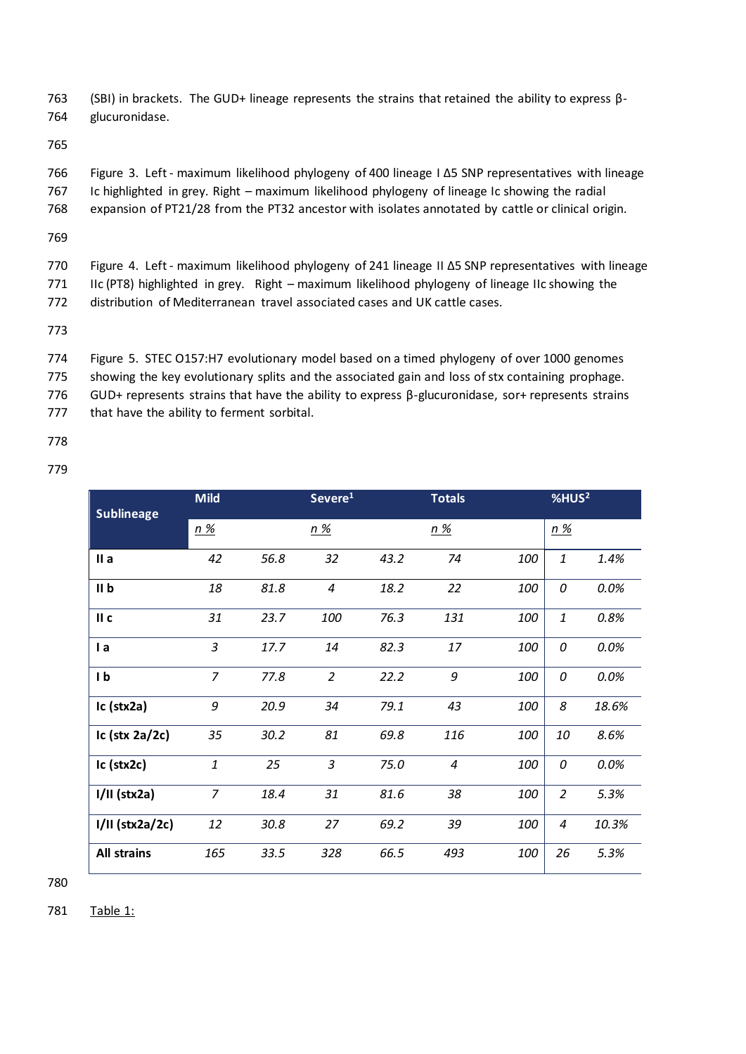(SBI) in brackets. The GUD+ lineage represents the strains that retained the ability to express β-glucuronidase.

Figure 3. Left - maximum likelihood phylogeny of 400 lineage I Δ5 SNP representatives with lineage Ic highlighted in grey. Right – maximum likelihood phylogeny of lineage Ic showing the radial expansion of PT21/28 from the PT32 ancestor with isolates annotated by cattle or clinical origin.

Figure 4. Left - maximum likelihood phylogeny of 241 lineage II Δ5 SNP representatives with lineage IIc (PT8) highlighted in grey. Right – maximum likelihood phylogeny of lineage IIc showing the distribution of Mediterranean travel associated cases and UK cattle cases.

Figure 5. STEC O157:H7 evolutionary model based on a timed phylogeny of over 1000 genomes showing the key evolutionary splits and the associated gain and loss of stx containing prophage. GUD+ represents strains that have the ability to express β-glucuronidase, sor+ represents strains that have the ability to ferment sorbital.

| Sublineage | Mild | | Severe[1] | | Totals | | %HUS[2] | |
|---|---|---|---|---|---|---|---|---|
| | *n* | *%* | *n* | *%* | *n* | *%* | *n* | *%* |
| **II a** | *42* | *56.8* | *32* | *43.2* | *74* | *100* | *1* | *1.4%* |
| **II b** | *18* | *81.8* | *4* | *18.2* | *22* | *100* | *0* | *0.0%* |
| **II c** | *31* | *23.7* | *100* | *76.3* | *131* | *100* | *1* | *0.8%* |
| **I a** | *3* | *17.7* | *14* | *82.3* | *17* | *100* | *0* | *0.0%* |
| **I b** | *7* | *77.8* | *2* | *22.2* | *9* | *100* | *0* | *0.0%* |
| **Ic (stx2a)** | *9* | *20.9* | *34* | *79.1* | *43* | *100* | *8* | *18.6%* |
| **Ic (stx 2a/2c)** | *35* | *30.2* | *81* | *69.8* | *116* | *100* | *10* | *8.6%* |
| **Ic (stx2c)** | *1* | *25* | *3* | *75.0* | *4* | *100* | *0* | *0.0%* |
| **I/II (stx2a)** | *7* | *18.4* | *31* | *81.6* | *38* | *100* | *2* | *5.3%* |
| **I/II (stx2a/2c)** | *12* | *30.8* | *27* | *69.2* | *39* | *100* | *4* | *10.3%* |
| **All strains** | *165* | *33.5* | *328* | *66.5* | *493* | *100* | *26* | *5.3%* |

Table 1: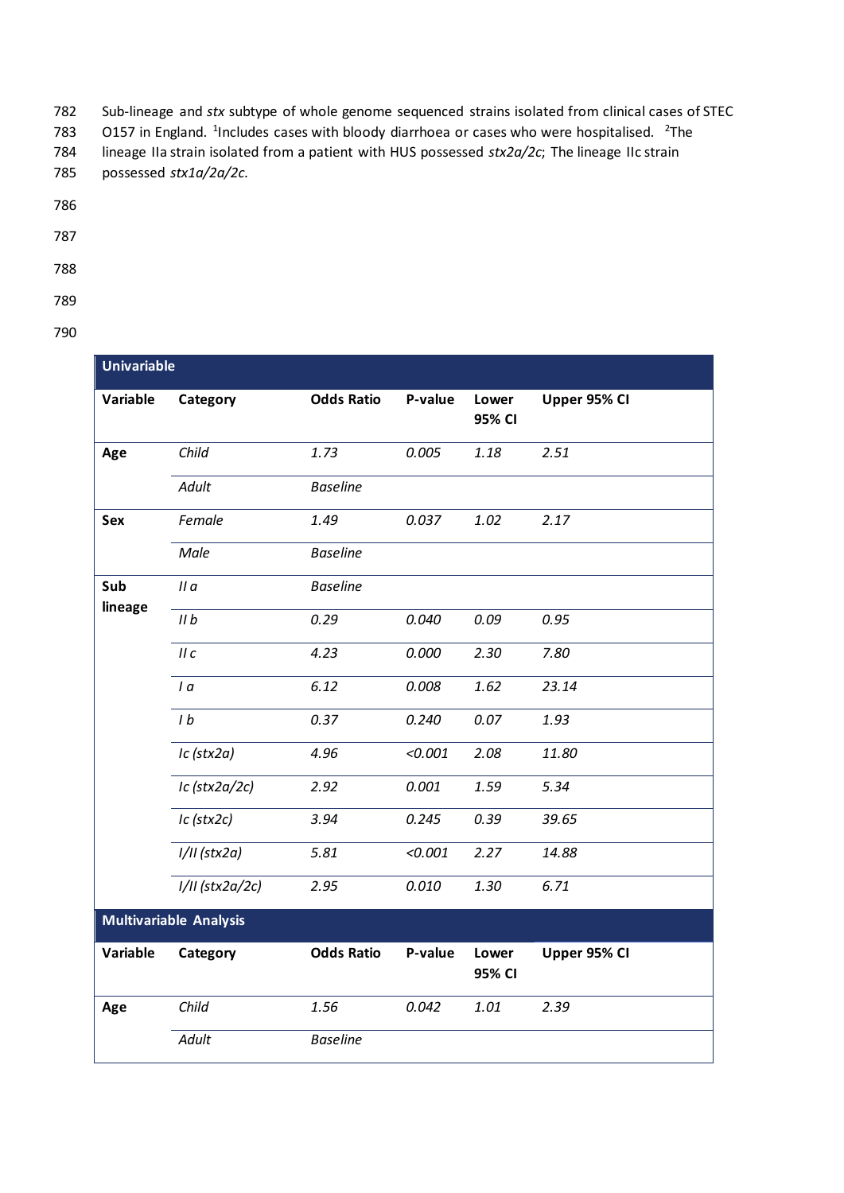Sub-lineage and *stx* subtype of whole genome sequenced strains isolated from clinical cases of STEC O157 in England. [1]Includes cases with bloody diarrhoea or cases who were hospitalised. [2]The lineage IIa strain isolated from a patient with HUS possessed *stx2a/2c*; The lineage IIc strain possessed *stx1a/2a/2c*.

| **Univariable** | | | | | |
|---|---|---|---|---|---|
| **Variable** | **Category** | **Odds Ratio** | **P-value** | **Lower 95% CI** | **Upper 95% CI** |
| **Age** | *Child* | *1.73* | *0.005* | *1.18* | *2.51* |
| | *Adult* | *Baseline* | | | |
| **Sex** | *Female* | *1.49* | *0.037* | *1.02* | *2.17* |
| | *Male* | *Baseline* | | | |
| **Sub lineage** | *II a* | *Baseline* | | | |
| | *II b* | *0.29* | *0.040* | *0.09* | *0.95* |
| | *II c* | *4.23* | *0.000* | *2.30* | *7.80* |
| | *I a* | *6.12* | *0.008* | *1.62* | *23.14* |
| | *I b* | *0.37* | *0.240* | *0.07* | *1.93* |
| | *Ic (stx2a)* | *4.96* | *<0.001* | *2.08* | *11.80* |
| | *Ic (stx2a/2c)* | *2.92* | *0.001* | *1.59* | *5.34* |
| | *Ic (stx2c)* | *3.94* | *0.245* | *0.39* | *39.65* |
| | *I/II (stx2a)* | *5.81* | *<0.001* | *2.27* | *14.88* |
| | *I/II (stx2a/2c)* | *2.95* | *0.010* | *1.30* | *6.71* |
| **Multivariable Analysis** | | | | | |
| **Variable** | **Category** | **Odds Ratio** | **P-value** | **Lower 95% CI** | **Upper 95% CI** |
| **Age** | *Child* | *1.56* | *0.042* | *1.01* | *2.39* |
| | *Adult* | *Baseline* | | | |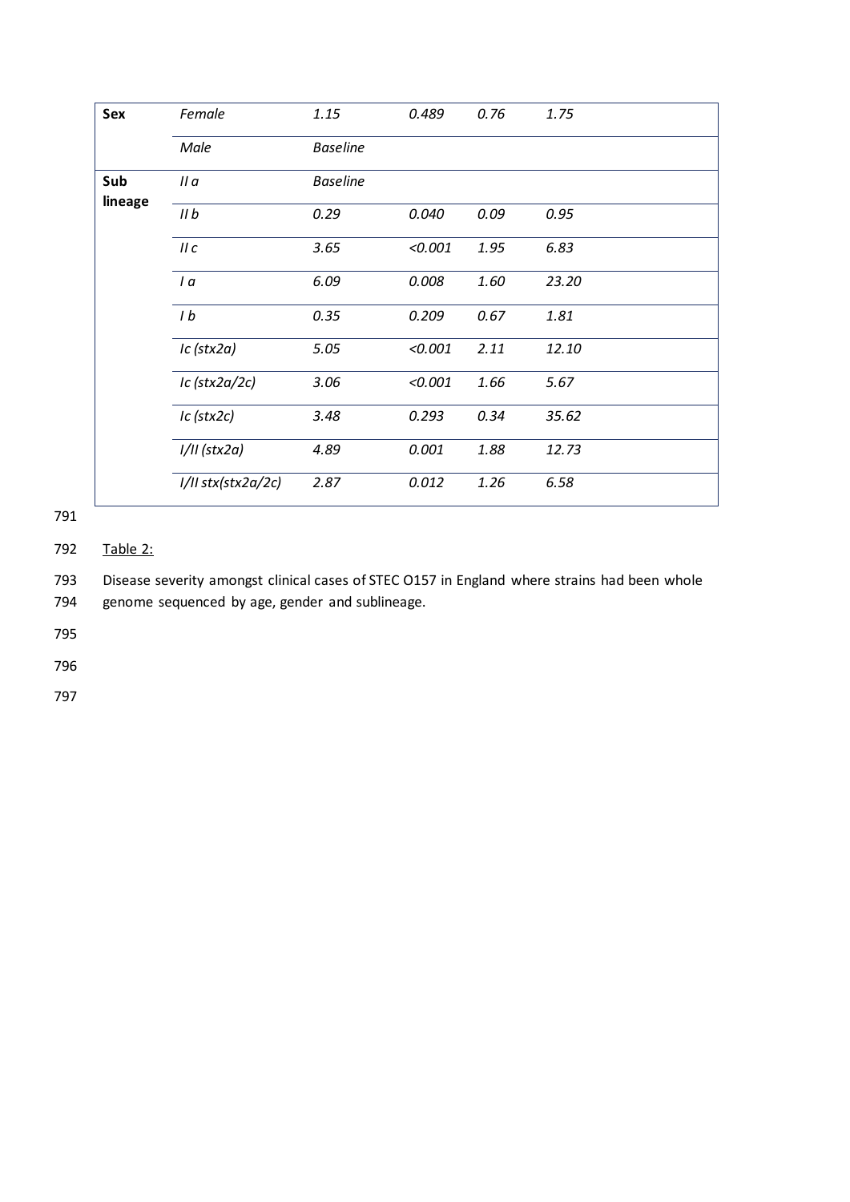| | | | | | |
|---|---|---|---|---|---|
| **Sex** | *Female* | *1.15* | *0.489* | *0.76* | *1.75* |
| | *Male* | *Baseline* | | | |
| **Sub lineage** | *II a* | *Baseline* | | | |
| | *II b* | *0.29* | *0.040* | *0.09* | *0.95* |
| | *II c* | *3.65* | *<0.001* | *1.95* | *6.83* |
| | *I a* | *6.09* | *0.008* | *1.60* | *23.20* |
| | *I b* | *0.35* | *0.209* | *0.67* | *1.81* |
| | *Ic (stx2a)* | *5.05* | *<0.001* | *2.11* | *12.10* |
| | *Ic (stx2a/2c)* | *3.06* | *<0.001* | *1.66* | *5.67* |
| | *Ic (stx2c)* | *3.48* | *0.293* | *0.34* | *35.62* |
| | *I/II (stx2a)* | *4.89* | *0.001* | *1.88* | *12.73* |
| | *I/II stx(stx2a/2c)* | *2.87* | *0.012* | *1.26* | *6.58* |

Table 2:

Disease severity amongst clinical cases of STEC O157 in England where strains had been whole genome sequenced by age, gender and sublineage.